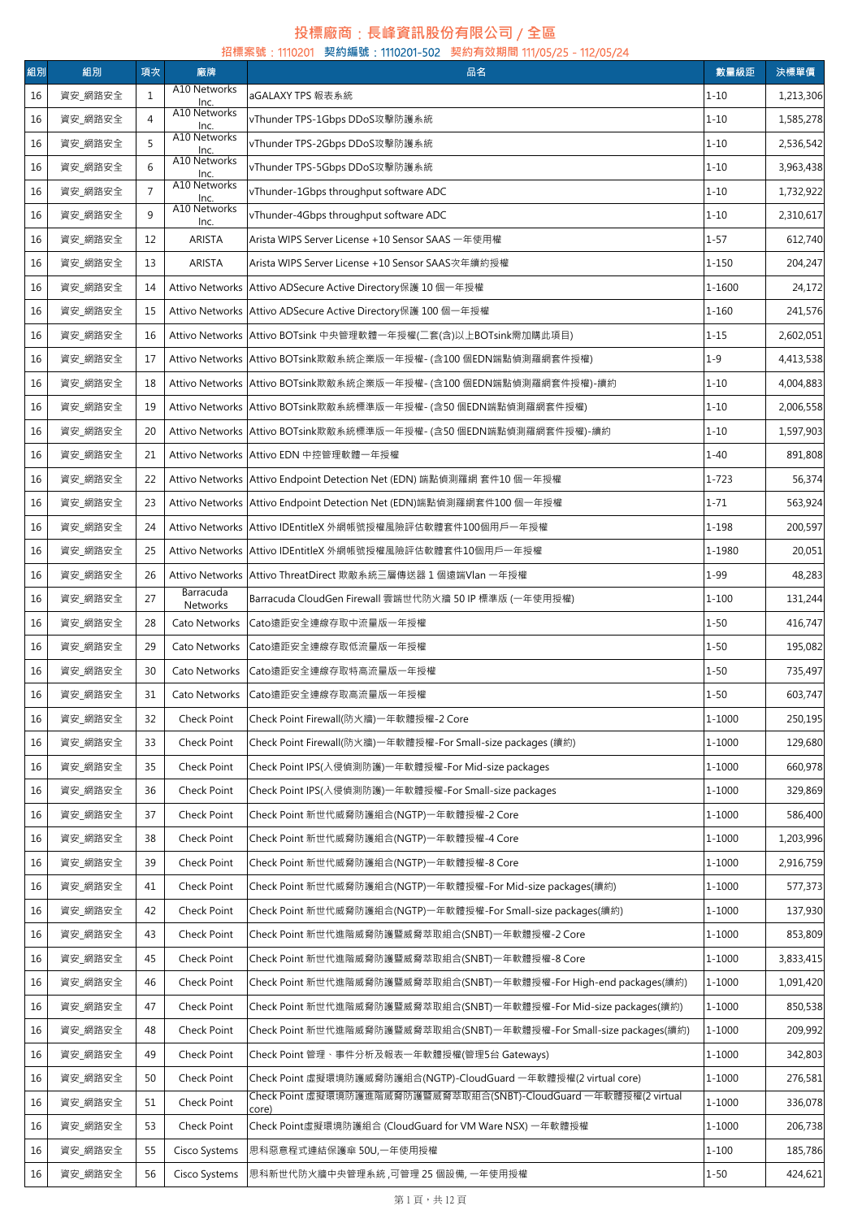# 投標廠商：長峰資訊股份有限公司 / 全區

## 招標案號：1110201　契約編號：1110201-502　契約有效期間 111/05/25 - 112/05/24

| 組別 | 組別 | 項次 | 廠牌 | 品名 | 數量級距 | 決標單價 |
|---|---|---|---|---|---|---|
| 16 | 資安_網路安全 | 1 | A10 Networks Inc. | aGALAXY TPS 報表系統 | 1-10 | 1,213,306 |
| 16 | 資安_網路安全 | 4 | A10 Networks Inc. | vThunder TPS-1Gbps DDoS攻擊防護系統 | 1-10 | 1,585,278 |
| 16 | 資安_網路安全 | 5 | A10 Networks Inc. | vThunder TPS-2Gbps DDoS攻擊防護系統 | 1-10 | 2,536,542 |
| 16 | 資安_網路安全 | 6 | A10 Networks Inc. | vThunder TPS-5Gbps DDoS攻擊防護系統 | 1-10 | 3,963,438 |
| 16 | 資安_網路安全 | 7 | A10 Networks Inc. | vThunder-1Gbps throughput software ADC | 1-10 | 1,732,922 |
| 16 | 資安_網路安全 | 9 | A10 Networks Inc. | vThunder-4Gbps throughput software ADC | 1-10 | 2,310,617 |
| 16 | 資安_網路安全 | 12 | ARISTA | Arista WIPS Server License +10 Sensor SAAS 一年使用權 | 1-57 | 612,740 |
| 16 | 資安_網路安全 | 13 | ARISTA | Arista WIPS Server License +10 Sensor SAAS次年續約授權 | 1-150 | 204,247 |
| 16 | 資安_網路安全 | 14 | Attivo Networks | Attivo ADSecure Active Directory保護 10 個一年授權 | 1-1600 | 24,172 |
| 16 | 資安_網路安全 | 15 | Attivo Networks | Attivo ADSecure Active Directory保護 100 個一年授權 | 1-160 | 241,576 |
| 16 | 資安_網路安全 | 16 | Attivo Networks | Attivo BOTsink 中央管理軟體一年授權(二套(含)以上BOTsink需加購此項目) | 1-15 | 2,602,051 |
| 16 | 資安_網路安全 | 17 | Attivo Networks | Attivo BOTsink欺敵系統企業版一年授權- (含100 個EDN端點偵測羅網套件授權) | 1-9 | 4,413,538 |
| 16 | 資安_網路安全 | 18 | Attivo Networks | Attivo BOTsink欺敵系統企業版一年授權- (含100 個EDN端點偵測羅網套件授權)-續約 | 1-10 | 4,004,883 |
| 16 | 資安_網路安全 | 19 | Attivo Networks | Attivo BOTsink欺敵系統標準版一年授權- (含50 個EDN端點偵測羅網套件授權) | 1-10 | 2,006,558 |
| 16 | 資安_網路安全 | 20 | Attivo Networks | Attivo BOTsink欺敵系統標準版一年授權- (含50 個EDN端點偵測羅網套件授權)-續約 | 1-10 | 1,597,903 |
| 16 | 資安_網路安全 | 21 | Attivo Networks | Attivo EDN 中控管理軟體一年授權 | 1-40 | 891,808 |
| 16 | 資安_網路安全 | 22 | Attivo Networks | Attivo Endpoint Detection Net (EDN) 端點偵測羅網 套件10 個一年授權 | 1-723 | 56,374 |
| 16 | 資安_網路安全 | 23 | Attivo Networks | Attivo Endpoint Detection Net (EDN)端點偵測羅網套件100 個一年授權 | 1-71 | 563,924 |
| 16 | 資安_網路安全 | 24 | Attivo Networks | Attivo IDEntitleX 外網帳號授權風險評估軟體套件100個用戶一年授權 | 1-198 | 200,597 |
| 16 | 資安_網路安全 | 25 | Attivo Networks | Attivo IDEntitleX 外網帳號授權風險評估軟體套件10個用戶一年授權 | 1-1980 | 20,051 |
| 16 | 資安_網路安全 | 26 | Attivo Networks | Attivo ThreatDirect 欺敵系統三層傳送器 1 個遠端Vlan 一年授權 | 1-99 | 48,283 |
| 16 | 資安_網路安全 | 27 | Barracuda Networks | Barracuda CloudGen Firewall 雲端世代防火牆 50 IP 標準版 (一年使用授權) | 1-100 | 131,244 |
| 16 | 資安_網路安全 | 28 | Cato Networks | Cato遠距安全連線存取中流量版一年授權 | 1-50 | 416,747 |
| 16 | 資安_網路安全 | 29 | Cato Networks | Cato遠距安全連線存取低流量版一年授權 | 1-50 | 195,082 |
| 16 | 資安_網路安全 | 30 | Cato Networks | Cato遠距安全連線存取特高流量版一年授權 | 1-50 | 735,497 |
| 16 | 資安_網路安全 | 31 | Cato Networks | Cato遠距安全連線存取高流量版一年授權 | 1-50 | 603,747 |
| 16 | 資安_網路安全 | 32 | Check Point | Check Point Firewall(防火牆)一年軟體授權-2 Core | 1-1000 | 250,195 |
| 16 | 資安_網路安全 | 33 | Check Point | Check Point Firewall(防火牆)一年軟體授權-For Small-size packages (續約) | 1-1000 | 129,680 |
| 16 | 資安_網路安全 | 35 | Check Point | Check Point IPS(入侵偵測防護)一年軟體授權-For Mid-size packages | 1-1000 | 660,978 |
| 16 | 資安_網路安全 | 36 | Check Point | Check Point IPS(入侵偵測防護)一年軟體授權-For Small-size packages | 1-1000 | 329,869 |
| 16 | 資安_網路安全 | 37 | Check Point | Check Point 新世代威脅防護組合(NGTP)一年軟體授權-2 Core | 1-1000 | 586,400 |
| 16 | 資安_網路安全 | 38 | Check Point | Check Point 新世代威脅防護組合(NGTP)一年軟體授權-4 Core | 1-1000 | 1,203,996 |
| 16 | 資安_網路安全 | 39 | Check Point | Check Point 新世代威脅防護組合(NGTP)一年軟體授權-8 Core | 1-1000 | 2,916,759 |
| 16 | 資安_網路安全 | 41 | Check Point | Check Point 新世代威脅防護組合(NGTP)一年軟體授權-For Mid-size packages(續約) | 1-1000 | 577,373 |
| 16 | 資安_網路安全 | 42 | Check Point | Check Point 新世代威脅防護組合(NGTP)一年軟體授權-For Small-size packages(續約) | 1-1000 | 137,930 |
| 16 | 資安_網路安全 | 43 | Check Point | Check Point 新世代進階威脅防護暨威脅萃取組合(SNBT)一年軟體授權-2 Core | 1-1000 | 853,809 |
| 16 | 資安_網路安全 | 45 | Check Point | Check Point 新世代進階威脅防護暨威脅萃取組合(SNBT)一年軟體授權-8 Core | 1-1000 | 3,833,415 |
| 16 | 資安_網路安全 | 46 | Check Point | Check Point 新世代進階威脅防護暨威脅萃取組合(SNBT)一年軟體授權-For High-end packages(續約) | 1-1000 | 1,091,420 |
| 16 | 資安_網路安全 | 47 | Check Point | Check Point 新世代進階威脅防護暨威脅萃取組合(SNBT)一年軟體授權-For Mid-size packages(續約) | 1-1000 | 850,538 |
| 16 | 資安_網路安全 | 48 | Check Point | Check Point 新世代進階威脅防護暨威脅萃取組合(SNBT)一年軟體授權-For Small-size packages(續約) | 1-1000 | 209,992 |
| 16 | 資安_網路安全 | 49 | Check Point | Check Point 管理、事件分析及報表一年軟體授權(管理5台 Gateways) | 1-1000 | 342,803 |
| 16 | 資安_網路安全 | 50 | Check Point | Check Point 虛擬環境防護威脅防護組合(NGTP)-CloudGuard 一年軟體授權(2 virtual core) | 1-1000 | 276,581 |
| 16 | 資安_網路安全 | 51 | Check Point | Check Point 虛擬環境防護進階威脅防護暨威脅萃取組合(SNBT)-CloudGuard 一年軟體授權(2 virtual core) | 1-1000 | 336,078 |
| 16 | 資安_網路安全 | 53 | Check Point | Check Point虛擬環境防護組合 (CloudGuard for VM Ware NSX) 一年軟體授權 | 1-1000 | 206,738 |
| 16 | 資安_網路安全 | 55 | Cisco Systems | 思科惡意程式連結保護傘 50U,一年使用授權 | 1-100 | 185,786 |
| 16 | 資安_網路安全 | 56 | Cisco Systems | 思科新世代防火牆中央管理系統 ,可管理 25 個設備, 一年使用授權 | 1-50 | 424,621 |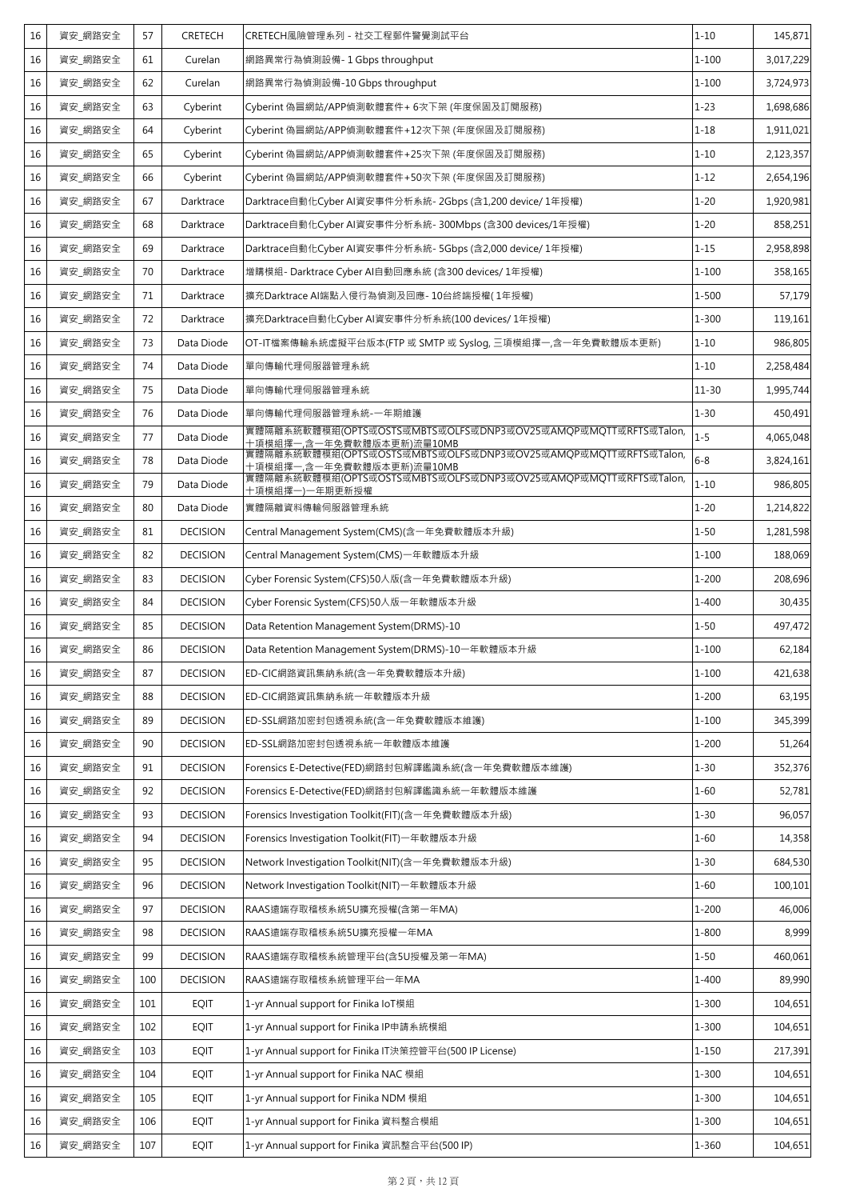| 16 | 資安_網路安全 | 57 | CRETECH | CRETECH風險管理系列 - 社交工程郵件警覺測試平台 | 1-10 | 145,871 |
|---|---|---|---|---|---|---|
| 16 | 資安_網路安全 | 61 | Curelan | 網路異常行為偵測設備- 1 Gbps throughput | 1-100 | 3,017,229 |
| 16 | 資安_網路安全 | 62 | Curelan | 網路異常行為偵測設備-10 Gbps throughput | 1-100 | 3,724,973 |
| 16 | 資安_網路安全 | 63 | Cyberint | Cyberint 偽冒網站/APP偵測軟體套件+ 6次下架 (年度保固及訂閱服務) | 1-23 | 1,698,686 |
| 16 | 資安_網路安全 | 64 | Cyberint | Cyberint 偽冒網站/APP偵測軟體套件+12次下架 (年度保固及訂閱服務) | 1-18 | 1,911,021 |
| 16 | 資安_網路安全 | 65 | Cyberint | Cyberint 偽冒網站/APP偵測軟體套件+25次下架 (年度保固及訂閱服務) | 1-10 | 2,123,357 |
| 16 | 資安_網路安全 | 66 | Cyberint | Cyberint 偽冒網站/APP偵測軟體套件+50次下架 (年度保固及訂閱服務) | 1-12 | 2,654,196 |
| 16 | 資安_網路安全 | 67 | Darktrace | Darktrace自動化Cyber AI資安事件分析系統- 2Gbps (含1,200 device/ 1年授權) | 1-20 | 1,920,981 |
| 16 | 資安_網路安全 | 68 | Darktrace | Darktrace自動化Cyber AI資安事件分析系統- 300Mbps (含300 devices/1年授權) | 1-20 | 858,251 |
| 16 | 資安_網路安全 | 69 | Darktrace | Darktrace自動化Cyber AI資安事件分析系統- 5Gbps (含2,000 device/ 1年授權) | 1-15 | 2,958,898 |
| 16 | 資安_網路安全 | 70 | Darktrace | 增購模組- Darktrace Cyber AI自動回應系統 (含300 devices/ 1年授權) | 1-100 | 358,165 |
| 16 | 資安_網路安全 | 71 | Darktrace | 擴充Darktrace AI端點入侵行為偵測及回應- 10台終端授權( 1年授權) | 1-500 | 57,179 |
| 16 | 資安_網路安全 | 72 | Darktrace | 擴充Darktrace自動化Cyber AI資安事件分析系統(100 devices/ 1年授權) | 1-300 | 119,161 |
| 16 | 資安_網路安全 | 73 | Data Diode | OT-IT檔案傳輸系統虛擬平台版本(FTP 或 SMTP 或 Syslog, 三項模組擇一,含一年免費軟體版本更新) | 1-10 | 986,805 |
| 16 | 資安_網路安全 | 74 | Data Diode | 單向傳輸代理伺服器管理系統 | 1-10 | 2,258,484 |
| 16 | 資安_網路安全 | 75 | Data Diode | 單向傳輸代理伺服器管理系統 | 11-30 | 1,995,744 |
| 16 | 資安_網路安全 | 76 | Data Diode | 單向傳輸代理伺服器管理系統-一年期維護 | 1-30 | 450,491 |
| 16 | 資安_網路安全 | 77 | Data Diode | 實體隔離系統軟體模組(OPTS或OSTS或MBTS或OLFS或DNP3或OV25或AMQP或MQTT或RFTS或Talon,十項模組擇一,含一年免費軟體版本更新)流量10MB | 1-5 | 4,065,048 |
| 16 | 資安_網路安全 | 78 | Data Diode | 實體隔離系統軟體模組(OPTS或OSTS或MBTS或OLFS或DNP3或OV25或AMQP或MQTT或RFTS或Talon,十項模組擇一,含一年免費軟體版本更新)流量10MB | 6-8 | 3,824,161 |
| 16 | 資安_網路安全 | 79 | Data Diode | 實體隔離系統軟體模組(OPTS或OSTS或MBTS或OLFS或DNP3或OV25或AMQP或MQTT或RFTS或Talon,十項模組擇一)一年期更新授權 | 1-10 | 986,805 |
| 16 | 資安_網路安全 | 80 | Data Diode | 實體隔離資料傳輸伺服器管理系統 | 1-20 | 1,214,822 |
| 16 | 資安_網路安全 | 81 | DECISION | Central Management System(CMS)(含一年免費軟體版本升級) | 1-50 | 1,281,598 |
| 16 | 資安_網路安全 | 82 | DECISION | Central Management System(CMS)一年軟體版本升級 | 1-100 | 188,069 |
| 16 | 資安_網路安全 | 83 | DECISION | Cyber Forensic System(CFS)50人版(含一年免費軟體版本升級) | 1-200 | 208,696 |
| 16 | 資安_網路安全 | 84 | DECISION | Cyber Forensic System(CFS)50人版一年軟體版本升級 | 1-400 | 30,435 |
| 16 | 資安_網路安全 | 85 | DECISION | Data Retention Management System(DRMS)-10 | 1-50 | 497,472 |
| 16 | 資安_網路安全 | 86 | DECISION | Data Retention Management System(DRMS)-10一年軟體版本升級 | 1-100 | 62,184 |
| 16 | 資安_網路安全 | 87 | DECISION | ED-CIC網路資訊集納系統(含一年免費軟體版本升級) | 1-100 | 421,638 |
| 16 | 資安_網路安全 | 88 | DECISION | ED-CIC網路資訊集納系統一年軟體版本升級 | 1-200 | 63,195 |
| 16 | 資安_網路安全 | 89 | DECISION | ED-SSL網路加密封包透視系統(含一年免費軟體版本維護) | 1-100 | 345,399 |
| 16 | 資安_網路安全 | 90 | DECISION | ED-SSL網路加密封包透視系統一年軟體版本維護 | 1-200 | 51,264 |
| 16 | 資安_網路安全 | 91 | DECISION | Forensics E-Detective(FED)網路封包解譯鑑識系統(含一年免費軟體版本維護) | 1-30 | 352,376 |
| 16 | 資安_網路安全 | 92 | DECISION | Forensics E-Detective(FED)網路封包解譯鑑識系統一年軟體版本維護 | 1-60 | 52,781 |
| 16 | 資安_網路安全 | 93 | DECISION | Forensics Investigation Toolkit(FIT)(含一年免費軟體版本升級) | 1-30 | 96,057 |
| 16 | 資安_網路安全 | 94 | DECISION | Forensics Investigation Toolkit(FIT)一年軟體版本升級 | 1-60 | 14,358 |
| 16 | 資安_網路安全 | 95 | DECISION | Network Investigation Toolkit(NIT)(含一年免費軟體版本升級) | 1-30 | 684,530 |
| 16 | 資安_網路安全 | 96 | DECISION | Network Investigation Toolkit(NIT)一年軟體版本升級 | 1-60 | 100,101 |
| 16 | 資安_網路安全 | 97 | DECISION | RAAS遠端存取稽核系統5U擴充授權(含第一年MA) | 1-200 | 46,006 |
| 16 | 資安_網路安全 | 98 | DECISION | RAAS遠端存取稽核系統5U擴充授權一年MA | 1-800 | 8,999 |
| 16 | 資安_網路安全 | 99 | DECISION | RAAS遠端存取稽核系統管理平台(含5U授權及第一年MA) | 1-50 | 460,061 |
| 16 | 資安_網路安全 | 100 | DECISION | RAAS遠端存取稽核系統管理平台一年MA | 1-400 | 89,990 |
| 16 | 資安_網路安全 | 101 | EQIT | 1-yr Annual support for Finika IoT模組 | 1-300 | 104,651 |
| 16 | 資安_網路安全 | 102 | EQIT | 1-yr Annual support for Finika IP申請系統模組 | 1-300 | 104,651 |
| 16 | 資安_網路安全 | 103 | EQIT | 1-yr Annual support for Finika IT決策控管平台(500 IP License) | 1-150 | 217,391 |
| 16 | 資安_網路安全 | 104 | EQIT | 1-yr Annual support for Finika NAC 模組 | 1-300 | 104,651 |
| 16 | 資安_網路安全 | 105 | EQIT | 1-yr Annual support for Finika NDM 模組 | 1-300 | 104,651 |
| 16 | 資安_網路安全 | 106 | EQIT | 1-yr Annual support for Finika 資料整合模組 | 1-300 | 104,651 |
| 16 | 資安_網路安全 | 107 | EQIT | 1-yr Annual support for Finika 資訊整合平台(500 IP) | 1-360 | 104,651 |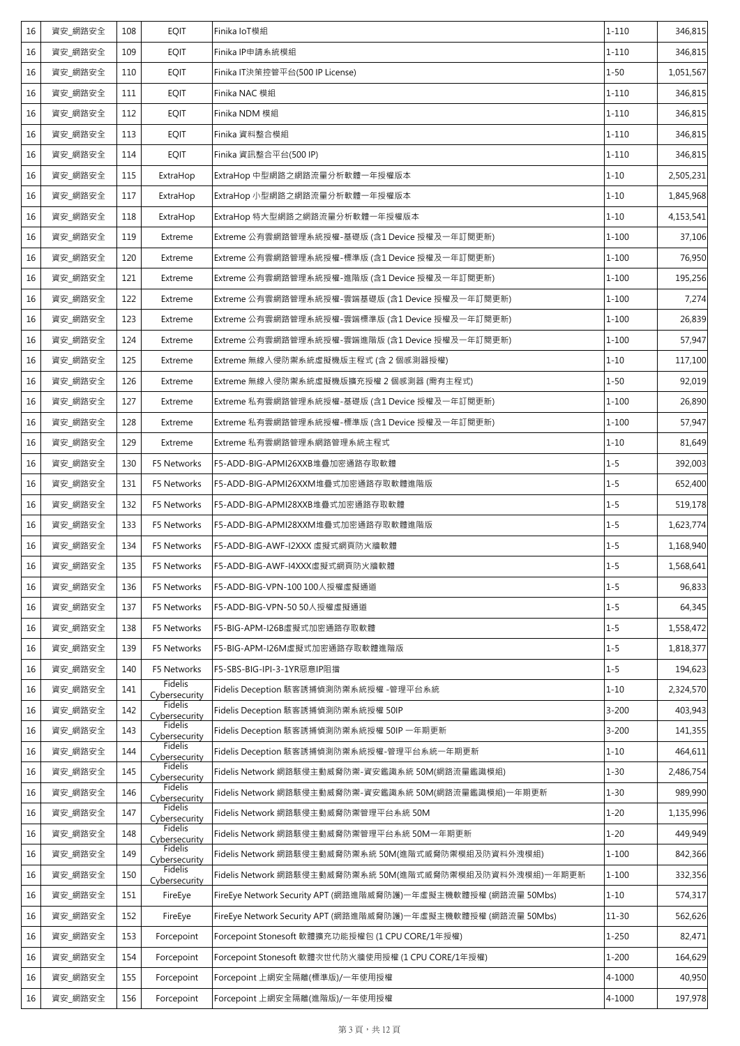| 16 | 資安_網路安全 | 108 | EQIT | Finika IoT模組 | 1-110 | 346,815 |
|---|---|---|---|---|---|---|
| 16 | 資安_網路安全 | 109 | EQIT | Finika IP申請系統模組 | 1-110 | 346,815 |
| 16 | 資安_網路安全 | 110 | EQIT | Finika IT決策控管平台(500 IP License) | 1-50 | 1,051,567 |
| 16 | 資安_網路安全 | 111 | EQIT | Finika NAC 模組 | 1-110 | 346,815 |
| 16 | 資安_網路安全 | 112 | EQIT | Finika NDM 模組 | 1-110 | 346,815 |
| 16 | 資安_網路安全 | 113 | EQIT | Finika 資料整合模組 | 1-110 | 346,815 |
| 16 | 資安_網路安全 | 114 | EQIT | Finika 資訊整合平台(500 IP) | 1-110 | 346,815 |
| 16 | 資安_網路安全 | 115 | ExtraHop | ExtraHop 中型網路之網路流量分析軟體一年授權版本 | 1-10 | 2,505,231 |
| 16 | 資安_網路安全 | 117 | ExtraHop | ExtraHop 小型網路之網路流量分析軟體一年授權版本 | 1-10 | 1,845,968 |
| 16 | 資安_網路安全 | 118 | ExtraHop | ExtraHop 特大型網路之網路流量分析軟體一年授權版本 | 1-10 | 4,153,541 |
| 16 | 資安_網路安全 | 119 | Extreme | Extreme 公有雲網路管理系統授權-基礎版 (含1 Device 授權及一年訂閱更新) | 1-100 | 37,106 |
| 16 | 資安_網路安全 | 120 | Extreme | Extreme 公有雲網路管理系統授權-標準版 (含1 Device 授權及一年訂閱更新) | 1-100 | 76,950 |
| 16 | 資安_網路安全 | 121 | Extreme | Extreme 公有雲網路管理系統授權-進階版 (含1 Device 授權及一年訂閱更新) | 1-100 | 195,256 |
| 16 | 資安_網路安全 | 122 | Extreme | Extreme 公有雲網路管理系統授權-雲端基礎版 (含1 Device 授權及一年訂閱更新) | 1-100 | 7,274 |
| 16 | 資安_網路安全 | 123 | Extreme | Extreme 公有雲網路管理系統授權-雲端標準版 (含1 Device 授權及一年訂閱更新) | 1-100 | 26,839 |
| 16 | 資安_網路安全 | 124 | Extreme | Extreme 公有雲網路管理系統授權-雲端進階版 (含1 Device 授權及一年訂閱更新) | 1-100 | 57,947 |
| 16 | 資安_網路安全 | 125 | Extreme | Extreme 無線入侵防禦系統虛擬機版主程式 (含 2 個感測器授權) | 1-10 | 117,100 |
| 16 | 資安_網路安全 | 126 | Extreme | Extreme 無線入侵防禦系統虛擬機版擴充授權 2 個感測器 (需有主程式) | 1-50 | 92,019 |
| 16 | 資安_網路安全 | 127 | Extreme | Extreme 私有雲網路管理系統授權-基礎版 (含1 Device 授權及一年訂閱更新) | 1-100 | 26,890 |
| 16 | 資安_網路安全 | 128 | Extreme | Extreme 私有雲網路管理系統授權-標準版 (含1 Device 授權及一年訂閱更新) | 1-100 | 57,947 |
| 16 | 資安_網路安全 | 129 | Extreme | Extreme 私有雲網路管理系網路管理系統主程式 | 1-10 | 81,649 |
| 16 | 資安_網路安全 | 130 | F5 Networks | F5-ADD-BIG-APMI26XXB堆疊加密通路存取軟體 | 1-5 | 392,003 |
| 16 | 資安_網路安全 | 131 | F5 Networks | F5-ADD-BIG-APMI26XXM堆疊式加密通路存取軟體進階版 | 1-5 | 652,400 |
| 16 | 資安_網路安全 | 132 | F5 Networks | F5-ADD-BIG-APMI28XXB堆疊式加密通路存取軟體 | 1-5 | 519,178 |
| 16 | 資安_網路安全 | 133 | F5 Networks | F5-ADD-BIG-APMI28XXM堆疊式加密通路存取軟體進階版 | 1-5 | 1,623,774 |
| 16 | 資安_網路安全 | 134 | F5 Networks | F5-ADD-BIG-AWF-I2XXX 虛擬式網頁防火牆軟體 | 1-5 | 1,168,940 |
| 16 | 資安_網路安全 | 135 | F5 Networks | F5-ADD-BIG-AWF-I4XXX虛擬式網頁防火牆軟體 | 1-5 | 1,568,641 |
| 16 | 資安_網路安全 | 136 | F5 Networks | F5-ADD-BIG-VPN-100 100人授權虛擬通道 | 1-5 | 96,833 |
| 16 | 資安_網路安全 | 137 | F5 Networks | F5-ADD-BIG-VPN-50 50人授權虛擬通道 | 1-5 | 64,345 |
| 16 | 資安_網路安全 | 138 | F5 Networks | F5-BIG-APM-I26B虛擬式加密通路存取軟體 | 1-5 | 1,558,472 |
| 16 | 資安_網路安全 | 139 | F5 Networks | F5-BIG-APM-I26M虛擬式加密通路存取軟體進階版 | 1-5 | 1,818,377 |
| 16 | 資安_網路安全 | 140 | F5 Networks | F5-SBS-BIG-IPI-3-1YR惡意IP阻擋 | 1-5 | 194,623 |
| 16 | 資安_網路安全 | 141 | Fidelis Cybersecurity | Fidelis Deception 駭客誘捕偵測防禦系統授權 -管理平台系統 | 1-10 | 2,324,570 |
| 16 | 資安_網路安全 | 142 | Fidelis Cybersecurity | Fidelis Deception 駭客誘捕偵測防禦系統授權 50IP | 3-200 | 403,943 |
| 16 | 資安_網路安全 | 143 | Fidelis Cybersecurity | Fidelis Deception 駭客誘捕偵測防禦系統授權 50IP 一年期更新 | 3-200 | 141,355 |
| 16 | 資安_網路安全 | 144 | Fidelis Cybersecurity | Fidelis Deception 駭客誘捕偵測防禦系統授權-管理平台系統一年期更新 | 1-10 | 464,611 |
| 16 | 資安_網路安全 | 145 | Fidelis Cybersecurity | Fidelis Network 網路駭侵主動威脅防禦-資安鑑識系統 50M(網路流量鑑識模組) | 1-30 | 2,486,754 |
| 16 | 資安_網路安全 | 146 | Fidelis Cybersecurity | Fidelis Network 網路駭侵主動威脅防禦-資安鑑識系統 50M(網路流量鑑識模組)一年期更新 | 1-30 | 989,990 |
| 16 | 資安_網路安全 | 147 | Fidelis Cybersecurity | Fidelis Network 網路駭侵主動威脅防禦管理平台系統 50M | 1-20 | 1,135,996 |
| 16 | 資安_網路安全 | 148 | Fidelis Cybersecurity | Fidelis Network 網路駭侵主動威脅防禦管理平台系統 50M一年期更新 | 1-20 | 449,949 |
| 16 | 資安_網路安全 | 149 | Fidelis Cybersecurity | Fidelis Network 網路駭侵主動威脅防禦系統 50M(進階式威脅防禦模組及防資料外洩模組) | 1-100 | 842,366 |
| 16 | 資安_網路安全 | 150 | Fidelis Cybersecurity | Fidelis Network 網路駭侵主動威脅防禦系統 50M(進階式威脅防禦模組及防資料外洩模組)一年期更新 | 1-100 | 332,356 |
| 16 | 資安_網路安全 | 151 | FireEye | FireEye Network Security APT (網路進階威脅防護)一年虛擬主機軟體授權 (網路流量 50Mbs) | 1-10 | 574,317 |
| 16 | 資安_網路安全 | 152 | FireEye | FireEye Network Security APT (網路進階威脅防護)一年虛擬主機軟體授權 (網路流量 50Mbs) | 11-30 | 562,626 |
| 16 | 資安_網路安全 | 153 | Forcepoint | Forcepoint Stonesoft 軟體擴充功能授權包 (1 CPU CORE/1年授權) | 1-250 | 82,471 |
| 16 | 資安_網路安全 | 154 | Forcepoint | Forcepoint Stonesoft 軟體次世代防火牆使用授權 (1 CPU CORE/1年授權) | 1-200 | 164,629 |
| 16 | 資安_網路安全 | 155 | Forcepoint | Forcepoint 上網安全隔離(標準版)/一年使用授權 | 4-1000 | 40,950 |
| 16 | 資安_網路安全 | 156 | Forcepoint | Forcepoint 上網安全隔離(進階版)/一年使用授權 | 4-1000 | 197,978 |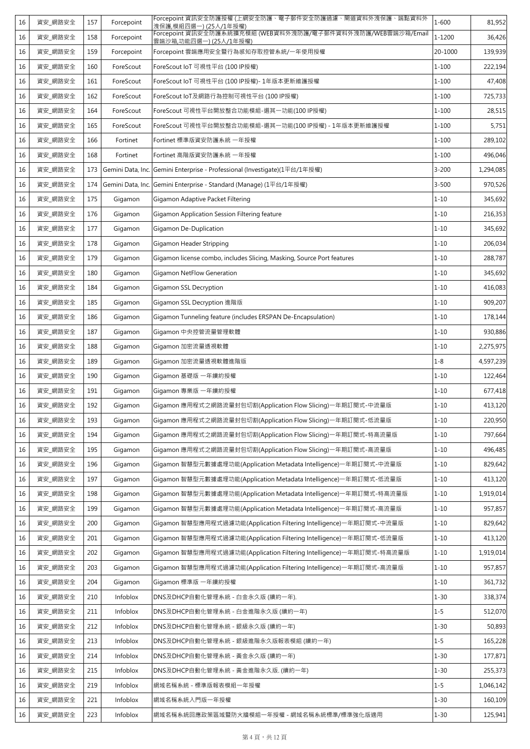| 16 | 資安_網路安全 | 157 | Forcepoint | Forcepoint 資訊安全防護授權 (上網安全防護、電子郵件安全防護過濾、閘道資料外洩保護、端點資料外洩保護,模組四選一) (25人/1年授權) | 1-600 | 81,952 |
|---|---|---|---|---|---|---|
| 16 | 資安_網路安全 | 158 | Forcepoint | Forcepoint 資訊安全防護系統擴充模組 (WEB資料外洩防護/電子郵件資料外洩防護/WEB雲端沙箱/Email雲端沙箱,功能四選一) (25人/1年授權) | 1-1200 | 36,426 |
| 16 | 資安_網路安全 | 159 | Forcepoint | Forcepoint 雲端應用安全暨行為感知存取控管系統/一年使用授權 | 20-1000 | 139,939 |
| 16 | 資安_網路安全 | 160 | ForeScout | ForeScout IoT 可視性平台 (100 IP授權) | 1-100 | 222,194 |
| 16 | 資安_網路安全 | 161 | ForeScout | ForeScout IoT 可視性平台 (100 IP授權)- 1年版本更新維護授權 | 1-100 | 47,408 |
| 16 | 資安_網路安全 | 162 | ForeScout | ForeScout IoT及網路行為控制可視性平台 (100 IP授權) | 1-100 | 725,733 |
| 16 | 資安_網路安全 | 164 | ForeScout | ForeScout 可視性平台開放整合功能模組-選其一功能(100 IP授權) | 1-100 | 28,515 |
| 16 | 資安_網路安全 | 165 | ForeScout | ForeScout 可視性平台開放整合功能模組-選其一功能(100 IP授權) - 1年版本更新維護授權 | 1-100 | 5,751 |
| 16 | 資安_網路安全 | 166 | Fortinet | Fortinet 標準版資安防護系統 一年授權 | 1-100 | 289,102 |
| 16 | 資安_網路安全 | 168 | Fortinet | Fortinet 高階版資安防護系統 一年授權 | 1-100 | 496,046 |
| 16 | 資安_網路安全 | 173 | Gemini Data, Inc. | Gemini Enterprise - Professional (Investigate)(1平台/1年授權) | 3-200 | 1,294,085 |
| 16 | 資安_網路安全 | 174 | Gemini Data, Inc. | Gemini Enterprise - Standard (Manage) (1平台/1年授權) | 3-500 | 970,526 |
| 16 | 資安_網路安全 | 175 | Gigamon | Gigamon Adaptive Packet Filtering | 1-10 | 345,692 |
| 16 | 資安_網路安全 | 176 | Gigamon | Gigamon Application Session Filtering feature | 1-10 | 216,353 |
| 16 | 資安_網路安全 | 177 | Gigamon | Gigamon De-Duplication | 1-10 | 345,692 |
| 16 | 資安_網路安全 | 178 | Gigamon | Gigamon Header Stripping | 1-10 | 206,034 |
| 16 | 資安_網路安全 | 179 | Gigamon | Gigamon license combo, includes Slicing, Masking, Source Port features | 1-10 | 288,787 |
| 16 | 資安_網路安全 | 180 | Gigamon | Gigamon NetFlow Generation | 1-10 | 345,692 |
| 16 | 資安_網路安全 | 184 | Gigamon | Gigamon SSL Decryption | 1-10 | 416,083 |
| 16 | 資安_網路安全 | 185 | Gigamon | Gigamon SSL Decryption 進階版 | 1-10 | 909,207 |
| 16 | 資安_網路安全 | 186 | Gigamon | Gigamon Tunneling feature (includes ERSPAN De-Encapsulation) | 1-10 | 178,144 |
| 16 | 資安_網路安全 | 187 | Gigamon | Gigamon 中央控管流量管理軟體 | 1-10 | 930,886 |
| 16 | 資安_網路安全 | 188 | Gigamon | Gigamon 加密流量透視軟體 | 1-10 | 2,275,975 |
| 16 | 資安_網路安全 | 189 | Gigamon | Gigamon 加密流量透視軟體進階版 | 1-8 | 4,597,239 |
| 16 | 資安_網路安全 | 190 | Gigamon | Gigamon 基礎版 一年續約授權 | 1-10 | 122,464 |
| 16 | 資安_網路安全 | 191 | Gigamon | Gigamon 專業版 一年續約授權 | 1-10 | 677,418 |
| 16 | 資安_網路安全 | 192 | Gigamon | Gigamon 應用程式之網路流量封包切割(Application Flow Slicing)一年期訂閱式-中流量版 | 1-10 | 413,120 |
| 16 | 資安_網路安全 | 193 | Gigamon | Gigamon 應用程式之網路流量封包切割(Application Flow Slicing)一年期訂閱式-低流量版 | 1-10 | 220,950 |
| 16 | 資安_網路安全 | 194 | Gigamon | Gigamon 應用程式之網路流量封包切割(Application Flow Slicing)一年期訂閱式-特高流量版 | 1-10 | 797,664 |
| 16 | 資安_網路安全 | 195 | Gigamon | Gigamon 應用程式之網路流量封包切割(Application Flow Slicing)一年期訂閱式-高流量版 | 1-10 | 496,485 |
| 16 | 資安_網路安全 | 196 | Gigamon | Gigamon 智慧型元數據處理功能(Application Metadata Intelligence)一年期訂閱式-中流量版 | 1-10 | 829,642 |
| 16 | 資安_網路安全 | 197 | Gigamon | Gigamon 智慧型元數據處理功能(Application Metadata Intelligence)一年期訂閱式-低流量版 | 1-10 | 413,120 |
| 16 | 資安_網路安全 | 198 | Gigamon | Gigamon 智慧型元數據處理功能(Application Metadata Intelligence)一年期訂閱式-特高流量版 | 1-10 | 1,919,014 |
| 16 | 資安_網路安全 | 199 | Gigamon | Gigamon 智慧型元數據處理功能(Application Metadata Intelligence)一年期訂閱式-高流量版 | 1-10 | 957,857 |
| 16 | 資安_網路安全 | 200 | Gigamon | Gigamon 智慧型應用程式過濾功能(Application Filtering Intelligence)一年期訂閱式-中流量版 | 1-10 | 829,642 |
| 16 | 資安_網路安全 | 201 | Gigamon | Gigamon 智慧型應用程式過濾功能(Application Filtering Intelligence)一年期訂閱式-低流量版 | 1-10 | 413,120 |
| 16 | 資安_網路安全 | 202 | Gigamon | Gigamon 智慧型應用程式過濾功能(Application Filtering Intelligence)一年期訂閱式-特高流量版 | 1-10 | 1,919,014 |
| 16 | 資安_網路安全 | 203 | Gigamon | Gigamon 智慧型應用程式過濾功能(Application Filtering Intelligence)一年期訂閱式-高流量版 | 1-10 | 957,857 |
| 16 | 資安_網路安全 | 204 | Gigamon | Gigamon 標準版 一年續約授權 | 1-10 | 361,732 |
| 16 | 資安_網路安全 | 210 | Infoblox | DNS及DHCP自動化管理系統 - 白金永久版 (續約一年). | 1-30 | 338,374 |
| 16 | 資安_網路安全 | 211 | Infoblox | DNS及DHCP自動化管理系統 - 白金進階永久版 (續約一年) | 1-5 | 512,070 |
| 16 | 資安_網路安全 | 212 | Infoblox | DNS及DHCP自動化管理系統 - 銀級永久版 (續約一年) | 1-30 | 50,893 |
| 16 | 資安_網路安全 | 213 | Infoblox | DNS及DHCP自動化管理系統 - 銀級進階永久版報表模組 (續約一年) | 1-5 | 165,228 |
| 16 | 資安_網路安全 | 214 | Infoblox | DNS及DHCP自動化管理系統 - 黃金永久版 (續約一年) | 1-30 | 177,871 |
| 16 | 資安_網路安全 | 215 | Infoblox | DNS及DHCP自動化管理系統 - 黃金進階永久版. (續約一年) | 1-30 | 255,373 |
| 16 | 資安_網路安全 | 219 | Infoblox | 網域名稱系統 - 標準版報表模組一年授權 | 1-5 | 1,046,142 |
| 16 | 資安_網路安全 | 221 | Infoblox | 網域名稱系統入門版一年授權 | 1-30 | 160,109 |
| 16 | 資安_網路安全 | 223 | Infoblox | 網域名稱系統回應政策區域暨防火牆模組一年授權 - 網域名稱系統標準/標準強化版適用 | 1-30 | 125,941 |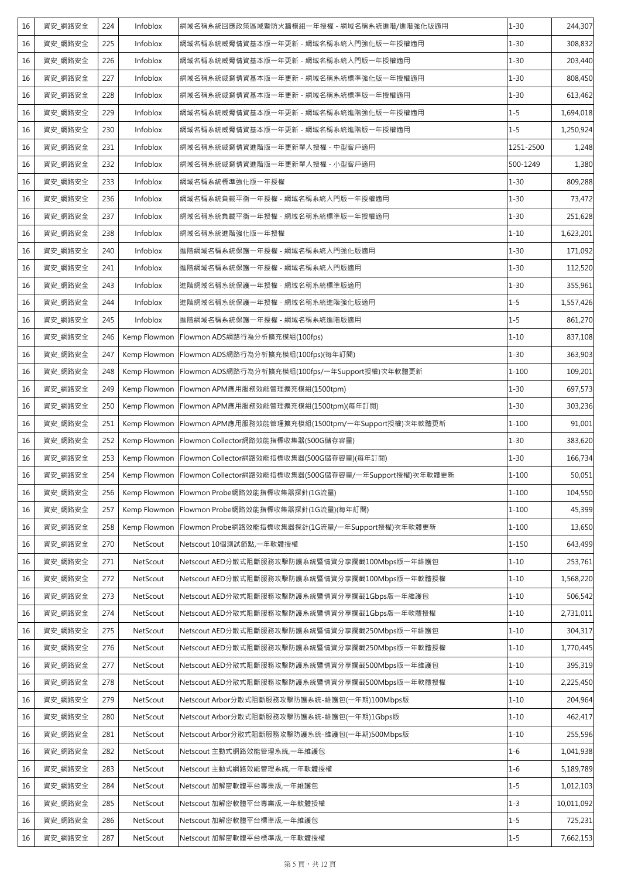| 16 | 資安_網路安全 | 224 | Infoblox | 網域名稱系統回應政策區域暨防火牆模組一年授權 - 網域名稱系統進階/進階強化版適用 | 1-30 | 244,307 |
|---|---|---|---|---|---|---|
| 16 | 資安_網路安全 | 225 | Infoblox | 網域名稱系統威脅情資基本版一年更新 - 網域名稱系統入門強化版一年授權適用 | 1-30 | 308,832 |
| 16 | 資安_網路安全 | 226 | Infoblox | 網域名稱系統威脅情資基本版一年更新 - 網域名稱系統入門版一年授權適用 | 1-30 | 203,440 |
| 16 | 資安_網路安全 | 227 | Infoblox | 網域名稱系統威脅情資基本版一年更新 - 網域名稱系統標準強化版一年授權適用 | 1-30 | 808,450 |
| 16 | 資安_網路安全 | 228 | Infoblox | 網域名稱系統威脅情資基本版一年更新 - 網域名稱系統標準版一年授權適用 | 1-30 | 613,462 |
| 16 | 資安_網路安全 | 229 | Infoblox | 網域名稱系統威脅情資基本版一年更新 - 網域名稱系統進階強化版一年授權適用 | 1-5 | 1,694,018 |
| 16 | 資安_網路安全 | 230 | Infoblox | 網域名稱系統威脅情資基本版一年更新 - 網域名稱系統進階版一年授權適用 | 1-5 | 1,250,924 |
| 16 | 資安_網路安全 | 231 | Infoblox | 網域名稱系統威脅情資進階版一年更新單人授權 - 中型客戶適用 | 1251-2500 | 1,248 |
| 16 | 資安_網路安全 | 232 | Infoblox | 網域名稱系統威脅情資進階版一年更新單人授權 - 小型客戶適用 | 500-1249 | 1,380 |
| 16 | 資安_網路安全 | 233 | Infoblox | 網域名稱系統標準強化版一年授權 | 1-30 | 809,288 |
| 16 | 資安_網路安全 | 236 | Infoblox | 網域名稱系統負載平衡一年授權 - 網域名稱系統入門版一年授權適用 | 1-30 | 73,472 |
| 16 | 資安_網路安全 | 237 | Infoblox | 網域名稱系統負載平衡一年授權 - 網域名稱系統標準版一年授權適用 | 1-30 | 251,628 |
| 16 | 資安_網路安全 | 238 | Infoblox | 網域名稱系統進階強化版一年授權 | 1-10 | 1,623,201 |
| 16 | 資安_網路安全 | 240 | Infoblox | 進階網域名稱系統保護一年授權 - 網域名稱系統入門強化版適用 | 1-30 | 171,092 |
| 16 | 資安_網路安全 | 241 | Infoblox | 進階網域名稱系統保護一年授權 - 網域名稱系統入門版適用 | 1-30 | 112,520 |
| 16 | 資安_網路安全 | 243 | Infoblox | 進階網域名稱系統保護一年授權 - 網域名稱系統標準版適用 | 1-30 | 355,961 |
| 16 | 資安_網路安全 | 244 | Infoblox | 進階網域名稱系統保護一年授權 - 網域名稱系統進階強化版適用 | 1-5 | 1,557,426 |
| 16 | 資安_網路安全 | 245 | Infoblox | 進階網域名稱系統保護一年授權 - 網域名稱系統進階版適用 | 1-5 | 861,270 |
| 16 | 資安_網路安全 | 246 | Kemp Flowmon | Flowmon ADS網路行為分析擴充模組(100fps) | 1-10 | 837,108 |
| 16 | 資安_網路安全 | 247 | Kemp Flowmon | Flowmon ADS網路行為分析擴充模組(100fps)(每年訂閱) | 1-30 | 363,903 |
| 16 | 資安_網路安全 | 248 | Kemp Flowmon | Flowmon ADS網路行為分析擴充模組(100fps/一年Support授權)次年軟體更新 | 1-100 | 109,201 |
| 16 | 資安_網路安全 | 249 | Kemp Flowmon | Flowmon APM應用服務效能管理擴充模組(1500tpm) | 1-30 | 697,573 |
| 16 | 資安_網路安全 | 250 | Kemp Flowmon | Flowmon APM應用服務效能管理擴充模組(1500tpm)(每年訂閱) | 1-30 | 303,236 |
| 16 | 資安_網路安全 | 251 | Kemp Flowmon | Flowmon APM應用服務效能管理擴充模組(1500tpm/一年Support授權)次年軟體更新 | 1-100 | 91,001 |
| 16 | 資安_網路安全 | 252 | Kemp Flowmon | Flowmon Collector網路效能指標收集器(500G儲存容量) | 1-30 | 383,620 |
| 16 | 資安_網路安全 | 253 | Kemp Flowmon | Flowmon Collector網路效能指標收集器(500G儲存容量)(每年訂閱) | 1-30 | 166,734 |
| 16 | 資安_網路安全 | 254 | Kemp Flowmon | Flowmon Collector網路效能指標收集器(500G儲存容量/一年Support授權)次年軟體更新 | 1-100 | 50,051 |
| 16 | 資安_網路安全 | 256 | Kemp Flowmon | Flowmon Probe網路效能指標收集器探針(1G流量) | 1-100 | 104,550 |
| 16 | 資安_網路安全 | 257 | Kemp Flowmon | Flowmon Probe網路效能指標收集器探針(1G流量)(每年訂閱) | 1-100 | 45,399 |
| 16 | 資安_網路安全 | 258 | Kemp Flowmon | Flowmon Probe網路效能指標收集器探針(1G流量/一年Support授權)次年軟體更新 | 1-100 | 13,650 |
| 16 | 資安_網路安全 | 270 | NetScout | Netscout 10個測試節點,一年軟體授權 | 1-150 | 643,499 |
| 16 | 資安_網路安全 | 271 | NetScout | Netscout AED分散式阻斷服務攻擊防護系統暨情資分享攔截100Mbps版一年維護包 | 1-10 | 253,761 |
| 16 | 資安_網路安全 | 272 | NetScout | Netscout AED分散式阻斷服務攻擊防護系統暨情資分享攔截100Mbps版一年軟體授權 | 1-10 | 1,568,220 |
| 16 | 資安_網路安全 | 273 | NetScout | Netscout AED分散式阻斷服務攻擊防護系統暨情資分享攔截1Gbps版一年維護包 | 1-10 | 506,542 |
| 16 | 資安_網路安全 | 274 | NetScout | Netscout AED分散式阻斷服務攻擊防護系統暨情資分享攔截1Gbps版一年軟體授權 | 1-10 | 2,731,011 |
| 16 | 資安_網路安全 | 275 | NetScout | Netscout AED分散式阻斷服務攻擊防護系統暨情資分享攔截250Mbps版一年維護包 | 1-10 | 304,317 |
| 16 | 資安_網路安全 | 276 | NetScout | Netscout AED分散式阻斷服務攻擊防護系統暨情資分享攔截250Mbps版一年軟體授權 | 1-10 | 1,770,445 |
| 16 | 資安_網路安全 | 277 | NetScout | Netscout AED分散式阻斷服務攻擊防護系統暨情資分享攔截500Mbps版一年維護包 | 1-10 | 395,319 |
| 16 | 資安_網路安全 | 278 | NetScout | Netscout AED分散式阻斷服務攻擊防護系統暨情資分享攔截500Mbps版一年軟體授權 | 1-10 | 2,225,450 |
| 16 | 資安_網路安全 | 279 | NetScout | Netscout Arbor分散式阻斷服務攻擊防護系統-維護包(一年期)100Mbps版 | 1-10 | 204,964 |
| 16 | 資安_網路安全 | 280 | NetScout | Netscout Arbor分散式阻斷服務攻擊防護系統-維護包(一年期)1Gbps版 | 1-10 | 462,417 |
| 16 | 資安_網路安全 | 281 | NetScout | Netscout Arbor分散式阻斷服務攻擊防護系統-維護包(一年期)500Mbps版 | 1-10 | 255,596 |
| 16 | 資安_網路安全 | 282 | NetScout | Netscout 主動式網路效能管理系統,一年維護包 | 1-6 | 1,041,938 |
| 16 | 資安_網路安全 | 283 | NetScout | Netscout 主動式網路效能管理系統,一年軟體授權 | 1-6 | 5,189,789 |
| 16 | 資安_網路安全 | 284 | NetScout | Netscout 加解密軟體平台專業版,一年維護包 | 1-5 | 1,012,103 |
| 16 | 資安_網路安全 | 285 | NetScout | Netscout 加解密軟體平台專業版,一年軟體授權 | 1-3 | 10,011,092 |
| 16 | 資安_網路安全 | 286 | NetScout | Netscout 加解密軟體平台標準版,一年維護包 | 1-5 | 725,231 |
| 16 | 資安_網路安全 | 287 | NetScout | Netscout 加解密軟體平台標準版,一年軟體授權 | 1-5 | 7,662,153 |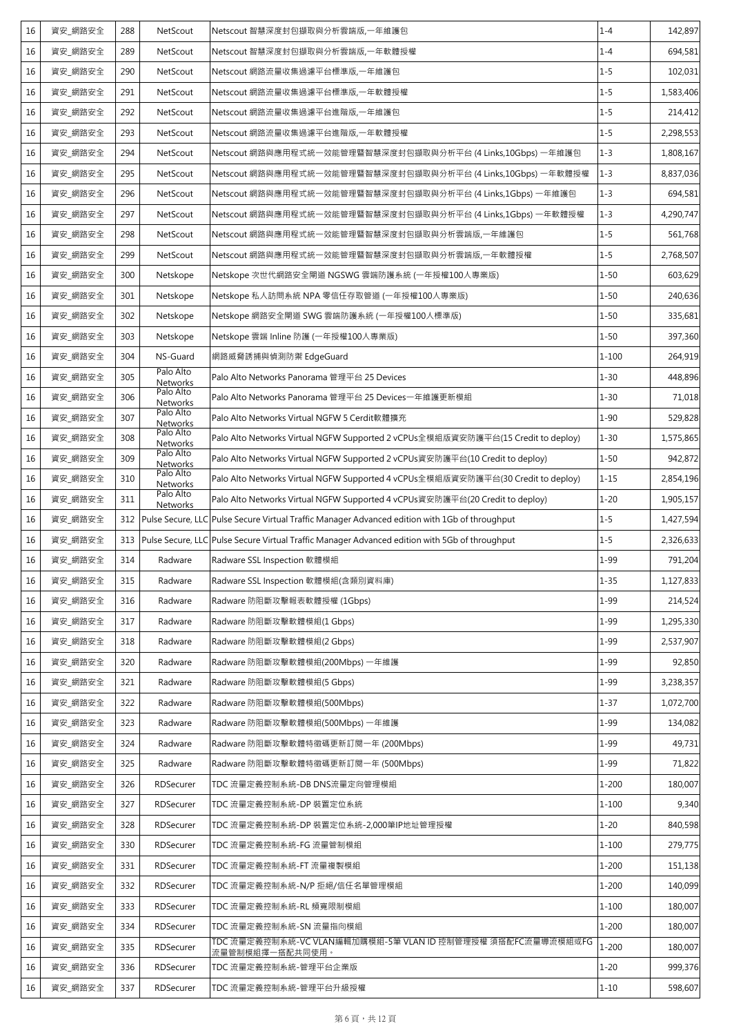| 16 | 資安_網路安全 | 288 | NetScout | Netscout 智慧深度封包擷取與分析雲端版,一年維護包 | 1-4 | 142,897 |
|---|---|---|---|---|---|---|
| 16 | 資安_網路安全 | 289 | NetScout | Netscout 智慧深度封包擷取與分析雲端版,一年軟體授權 | 1-4 | 694,581 |
| 16 | 資安_網路安全 | 290 | NetScout | Netscout 網路流量收集過濾平台標準版,一年維護包 | 1-5 | 102,031 |
| 16 | 資安_網路安全 | 291 | NetScout | Netscout 網路流量收集過濾平台標準版,一年軟體授權 | 1-5 | 1,583,406 |
| 16 | 資安_網路安全 | 292 | NetScout | Netscout 網路流量收集過濾平台進階版,一年維護包 | 1-5 | 214,412 |
| 16 | 資安_網路安全 | 293 | NetScout | Netscout 網路流量收集過濾平台進階版,一年軟體授權 | 1-5 | 2,298,553 |
| 16 | 資安_網路安全 | 294 | NetScout | Netscout 網路與應用程式統一效能管理暨智慧深度封包擷取與分析平台 (4 Links,10Gbps) 一年維護包 | 1-3 | 1,808,167 |
| 16 | 資安_網路安全 | 295 | NetScout | Netscout 網路與應用程式統一效能管理暨智慧深度封包擷取與分析平台 (4 Links,10Gbps) 一年軟體授權 | 1-3 | 8,837,036 |
| 16 | 資安_網路安全 | 296 | NetScout | Netscout 網路與應用程式統一效能管理暨智慧深度封包擷取與分析平台 (4 Links,1Gbps) 一年維護包 | 1-3 | 694,581 |
| 16 | 資安_網路安全 | 297 | NetScout | Netscout 網路與應用程式統一效能管理暨智慧深度封包擷取與分析平台 (4 Links,1Gbps) 一年軟體授權 | 1-3 | 4,290,747 |
| 16 | 資安_網路安全 | 298 | NetScout | Netscout 網路與應用程式統一效能管理暨智慧深度封包擷取與分析雲端版,一年維護包 | 1-5 | 561,768 |
| 16 | 資安_網路安全 | 299 | NetScout | Netscout 網路與應用程式統一效能管理暨智慧深度封包擷取與分析雲端版,一年軟體授權 | 1-5 | 2,768,507 |
| 16 | 資安_網路安全 | 300 | Netskope | Netskope 次世代網路安全閘道 NGSWG 雲端防護系統 (一年授權100人專業版) | 1-50 | 603,629 |
| 16 | 資安_網路安全 | 301 | Netskope | Netskope 私人訪問系統 NPA 零信任存取管道 (一年授權100人專業版) | 1-50 | 240,636 |
| 16 | 資安_網路安全 | 302 | Netskope | Netskope 網路安全閘道 SWG 雲端防護系統 (一年授權100人標準版) | 1-50 | 335,681 |
| 16 | 資安_網路安全 | 303 | Netskope | Netskope 雲端 Inline 防護 (一年授權100人專業版) | 1-50 | 397,360 |
| 16 | 資安_網路安全 | 304 | NS-Guard | 網路威脅誘捕與偵測防禦 EdgeGuard | 1-100 | 264,919 |
| 16 | 資安_網路安全 | 305 | Palo Alto Networks | Palo Alto Networks Panorama 管理平台 25 Devices | 1-30 | 448,896 |
| 16 | 資安_網路安全 | 306 | Palo Alto Networks | Palo Alto Networks Panorama 管理平台 25 Devices一年維護更新模組 | 1-30 | 71,018 |
| 16 | 資安_網路安全 | 307 | Palo Alto Networks | Palo Alto Networks Virtual NGFW 5 Cerdit軟體擴充 | 1-90 | 529,828 |
| 16 | 資安_網路安全 | 308 | Palo Alto Networks | Palo Alto Networks Virtual NGFW Supported 2 vCPUs全模組版資安防護平台(15 Credit to deploy) | 1-30 | 1,575,865 |
| 16 | 資安_網路安全 | 309 | Palo Alto Networks | Palo Alto Networks Virtual NGFW Supported 2 vCPUs資安防護平台(10 Credit to deploy) | 1-50 | 942,872 |
| 16 | 資安_網路安全 | 310 | Palo Alto Networks | Palo Alto Networks Virtual NGFW Supported 4 vCPUs全模組版資安防護平台(30 Credit to deploy) | 1-15 | 2,854,196 |
| 16 | 資安_網路安全 | 311 | Palo Alto Networks | Palo Alto Networks Virtual NGFW Supported 4 vCPUs資安防護平台(20 Credit to deploy) | 1-20 | 1,905,157 |
| 16 | 資安_網路安全 | 312 | Pulse Secure, LLC | Pulse Secure Virtual Traffic Manager Advanced edition with 1Gb of throughput | 1-5 | 1,427,594 |
| 16 | 資安_網路安全 | 313 | Pulse Secure, LLC | Pulse Secure Virtual Traffic Manager Advanced edition with 5Gb of throughput | 1-5 | 2,326,633 |
| 16 | 資安_網路安全 | 314 | Radware | Radware SSL Inspection 軟體模組 | 1-99 | 791,204 |
| 16 | 資安_網路安全 | 315 | Radware | Radware SSL Inspection 軟體模組(含類別資料庫) | 1-35 | 1,127,833 |
| 16 | 資安_網路安全 | 316 | Radware | Radware 防阻斷攻擊報表軟體授權 (1Gbps) | 1-99 | 214,524 |
| 16 | 資安_網路安全 | 317 | Radware | Radware 防阻斷攻擊軟體模組(1 Gbps) | 1-99 | 1,295,330 |
| 16 | 資安_網路安全 | 318 | Radware | Radware 防阻斷攻擊軟體模組(2 Gbps) | 1-99 | 2,537,907 |
| 16 | 資安_網路安全 | 320 | Radware | Radware 防阻斷攻擊軟體模組(200Mbps) 一年維護 | 1-99 | 92,850 |
| 16 | 資安_網路安全 | 321 | Radware | Radware 防阻斷攻擊軟體模組(5 Gbps) | 1-99 | 3,238,357 |
| 16 | 資安_網路安全 | 322 | Radware | Radware 防阻斷攻擊軟體模組(500Mbps) | 1-37 | 1,072,700 |
| 16 | 資安_網路安全 | 323 | Radware | Radware 防阻斷攻擊軟體模組(500Mbps) 一年維護 | 1-99 | 134,082 |
| 16 | 資安_網路安全 | 324 | Radware | Radware 防阻斷攻擊軟體特徵碼更新訂閱一年 (200Mbps) | 1-99 | 49,731 |
| 16 | 資安_網路安全 | 325 | Radware | Radware 防阻斷攻擊軟體特徵碼更新訂閱一年 (500Mbps) | 1-99 | 71,822 |
| 16 | 資安_網路安全 | 326 | RDSecurer | TDC 流量定義控制系統-DB DNS流量定向管理模組 | 1-200 | 180,007 |
| 16 | 資安_網路安全 | 327 | RDSecurer | TDC 流量定義控制系統-DP 裝置定位系統 | 1-100 | 9,340 |
| 16 | 資安_網路安全 | 328 | RDSecurer | TDC 流量定義控制系統-DP 裝置定位系統-2,000筆IP地址管理授權 | 1-20 | 840,598 |
| 16 | 資安_網路安全 | 330 | RDSecurer | TDC 流量定義控制系統-FG 流量管制模組 | 1-100 | 279,775 |
| 16 | 資安_網路安全 | 331 | RDSecurer | TDC 流量定義控制系統-FT 流量複製模組 | 1-200 | 151,138 |
| 16 | 資安_網路安全 | 332 | RDSecurer | TDC 流量定義控制系統-N/P 拒絕/信任名單管理模組 | 1-200 | 140,099 |
| 16 | 資安_網路安全 | 333 | RDSecurer | TDC 流量定義控制系統-RL 頻寬限制模組 | 1-100 | 180,007 |
| 16 | 資安_網路安全 | 334 | RDSecurer | TDC 流量定義控制系統-SN 流量指向模組 | 1-200 | 180,007 |
| 16 | 資安_網路安全 | 335 | RDSecurer | TDC 流量定義控制系統-VC VLAN編輯加購模組-5筆 VLAN ID 控制管理授權 須搭配FC流量導流模組或FG流量管制模組擇一搭配共同使用。 | 1-200 | 180,007 |
| 16 | 資安_網路安全 | 336 | RDSecurer | TDC 流量定義控制系統-管理平台企業版 | 1-20 | 999,376 |
| 16 | 資安_網路安全 | 337 | RDSecurer | TDC 流量定義控制系統-管理平台升級授權 | 1-10 | 598,607 |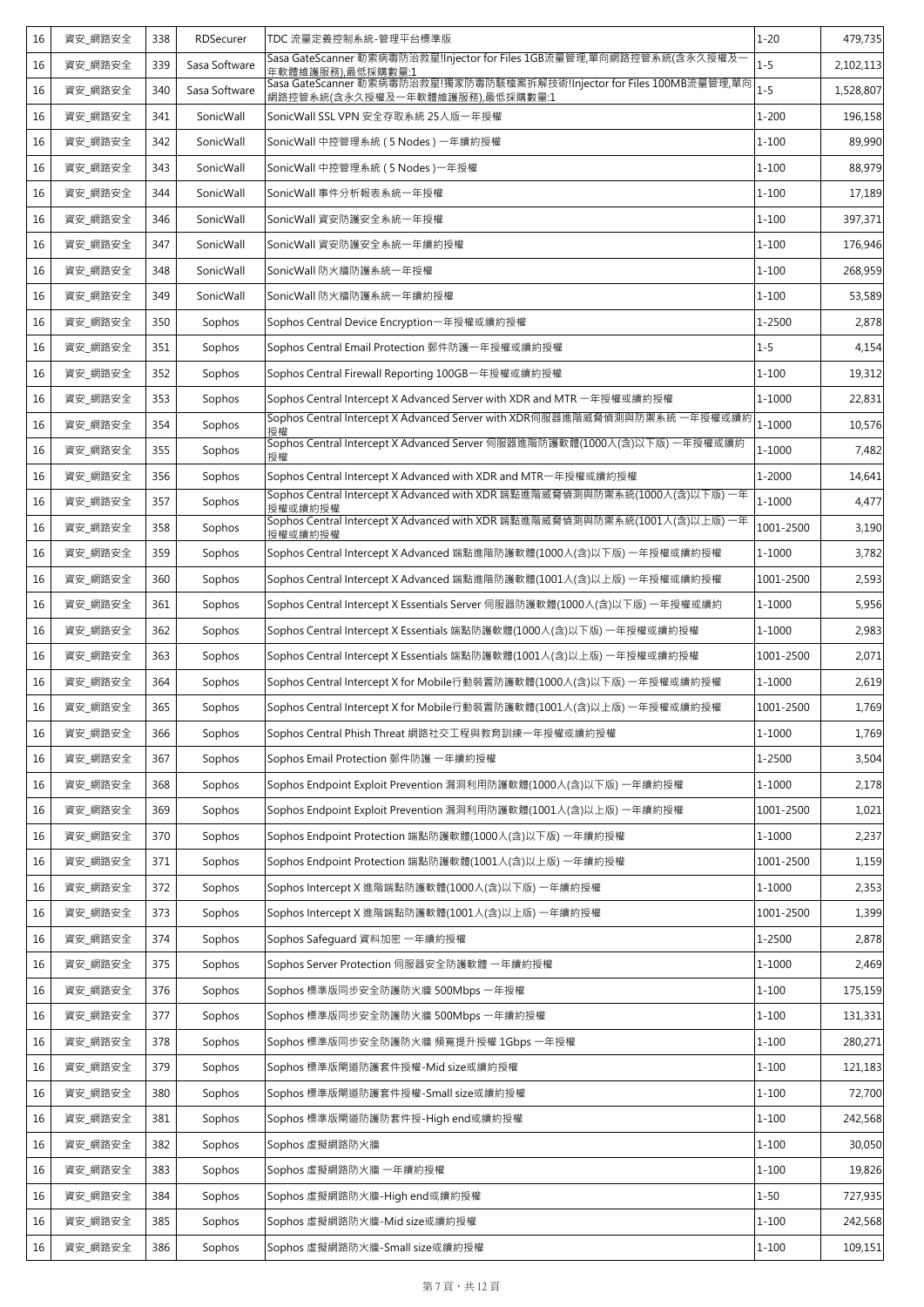| 16 | 資安_網路安全 | 338 | RDSecurer | TDC 流量定義控制系統-管理平台標準版 | 1-20 | 479,735 |
|---|---|---|---|---|---|---|
| 16 | 資安_網路安全 | 339 | Sasa Software | Sasa GateScanner 勒索病毒防治救星!Injector for Files 1GB流量管理,單向網路控管系統(含永久授權及一年軟體維護服務),最低採購數量:1 | 1-5 | 2,102,113 |
| 16 | 資安_網路安全 | 340 | Sasa Software | Sasa GateScanner 勒索病毒防治救星!獨家防毒防駭檔案拆解技術!Injector for Files 100MB流量管理,單向網路控管系統(含永久授權及一年軟體維護服務),最低採購數量:1 | 1-5 | 1,528,807 |
| 16 | 資安_網路安全 | 341 | SonicWall | SonicWall SSL VPN 安全存取系統 25人版一年授權 | 1-200 | 196,158 |
| 16 | 資安_網路安全 | 342 | SonicWall | SonicWall 中控管理系統 ( 5 Nodes ) 一年續約授權 | 1-100 | 89,990 |
| 16 | 資安_網路安全 | 343 | SonicWall | SonicWall 中控管理系統 ( 5 Nodes )一年授權 | 1-100 | 88,979 |
| 16 | 資安_網路安全 | 344 | SonicWall | SonicWall 事件分析報表系統一年授權 | 1-100 | 17,189 |
| 16 | 資安_網路安全 | 346 | SonicWall | SonicWall 資安防護安全系統一年授權 | 1-100 | 397,371 |
| 16 | 資安_網路安全 | 347 | SonicWall | SonicWall 資安防護安全系統一年續約授權 | 1-100 | 176,946 |
| 16 | 資安_網路安全 | 348 | SonicWall | SonicWall 防火牆防護系統一年授權 | 1-100 | 268,959 |
| 16 | 資安_網路安全 | 349 | SonicWall | SonicWall 防火牆防護系統一年續約授權 | 1-100 | 53,589 |
| 16 | 資安_網路安全 | 350 | Sophos | Sophos Central Device Encryption一年授權或續約授權 | 1-2500 | 2,878 |
| 16 | 資安_網路安全 | 351 | Sophos | Sophos Central Email Protection 郵件防護一年授權或續約授權 | 1-5 | 4,154 |
| 16 | 資安_網路安全 | 352 | Sophos | Sophos Central Firewall Reporting 100GB一年授權或續約授權 | 1-100 | 19,312 |
| 16 | 資安_網路安全 | 353 | Sophos | Sophos Central Intercept X Advanced Server with XDR and MTR 一年授權或續約授權 | 1-1000 | 22,831 |
| 16 | 資安_網路安全 | 354 | Sophos | Sophos Central Intercept X Advanced Server with XDR伺服器進階威脅偵測與防禦系統 一年授權或續約授權 | 1-1000 | 10,576 |
| 16 | 資安_網路安全 | 355 | Sophos | Sophos Central Intercept X Advanced Server 伺服器進階防護軟體(1000人(含)以下版) 一年授權或續約授權 | 1-1000 | 7,482 |
| 16 | 資安_網路安全 | 356 | Sophos | Sophos Central Intercept X Advanced with XDR and MTR一年授權或續約授權 | 1-2000 | 14,641 |
| 16 | 資安_網路安全 | 357 | Sophos | Sophos Central Intercept X Advanced with XDR 端點進階威脅偵測與防禦系統(1000人(含)以下版) 一年授權或續約授權 | 1-1000 | 4,477 |
| 16 | 資安_網路安全 | 358 | Sophos | Sophos Central Intercept X Advanced with XDR 端點進階威脅偵測與防禦系統(1001人(含)以上版) 一年授權或續約授權 | 1001-2500 | 3,190 |
| 16 | 資安_網路安全 | 359 | Sophos | Sophos Central Intercept X Advanced 端點進階防護軟體(1000人(含)以下版) 一年授權或續約授權 | 1-1000 | 3,782 |
| 16 | 資安_網路安全 | 360 | Sophos | Sophos Central Intercept X Advanced 端點進階防護軟體(1001人(含)以上版) 一年授權或續約授權 | 1001-2500 | 2,593 |
| 16 | 資安_網路安全 | 361 | Sophos | Sophos Central Intercept X Essentials Server 伺服器防護軟體(1000人(含)以下版) 一年授權或續約 | 1-1000 | 5,956 |
| 16 | 資安_網路安全 | 362 | Sophos | Sophos Central Intercept X Essentials 端點防護軟體(1000人(含)以下版) 一年授權或續約授權 | 1-1000 | 2,983 |
| 16 | 資安_網路安全 | 363 | Sophos | Sophos Central Intercept X Essentials 端點防護軟體(1001人(含)以上版) 一年授權或續約授權 | 1001-2500 | 2,071 |
| 16 | 資安_網路安全 | 364 | Sophos | Sophos Central Intercept X for Mobile行動裝置防護軟體(1000人(含)以下版) 一年授權或續約授權 | 1-1000 | 2,619 |
| 16 | 資安_網路安全 | 365 | Sophos | Sophos Central Intercept X for Mobile行動裝置防護軟體(1001人(含)以上版) 一年授權或續約授權 | 1001-2500 | 1,769 |
| 16 | 資安_網路安全 | 366 | Sophos | Sophos Central Phish Threat 網路社交工程與教育訓練一年授權或續約授權 | 1-1000 | 1,769 |
| 16 | 資安_網路安全 | 367 | Sophos | Sophos Email Protection 郵件防護 一年續約授權 | 1-2500 | 3,504 |
| 16 | 資安_網路安全 | 368 | Sophos | Sophos Endpoint Exploit Prevention 漏洞利用防護軟體(1000人(含)以下版) 一年續約授權 | 1-1000 | 2,178 |
| 16 | 資安_網路安全 | 369 | Sophos | Sophos Endpoint Exploit Prevention 漏洞利用防護軟體(1001人(含)以上版) 一年續約授權 | 1001-2500 | 1,021 |
| 16 | 資安_網路安全 | 370 | Sophos | Sophos Endpoint Protection 端點防護軟體(1000人(含)以下版) 一年續約授權 | 1-1000 | 2,237 |
| 16 | 資安_網路安全 | 371 | Sophos | Sophos Endpoint Protection 端點防護軟體(1001人(含)以上版) 一年續約授權 | 1001-2500 | 1,159 |
| 16 | 資安_網路安全 | 372 | Sophos | Sophos Intercept X 進階端點防護軟體(1000人(含)以下版) 一年續約授權 | 1-1000 | 2,353 |
| 16 | 資安_網路安全 | 373 | Sophos | Sophos Intercept X 進階端點防護軟體(1001人(含)以上版) 一年續約授權 | 1001-2500 | 1,399 |
| 16 | 資安_網路安全 | 374 | Sophos | Sophos Safeguard 資料加密 一年續約授權 | 1-2500 | 2,878 |
| 16 | 資安_網路安全 | 375 | Sophos | Sophos Server Protection 伺服器安全防護軟體 一年續約授權 | 1-1000 | 2,469 |
| 16 | 資安_網路安全 | 376 | Sophos | Sophos 標準版同步安全防護防火牆 500Mbps 一年授權 | 1-100 | 175,159 |
| 16 | 資安_網路安全 | 377 | Sophos | Sophos 標準版同步安全防護防火牆 500Mbps 一年續約授權 | 1-100 | 131,331 |
| 16 | 資安_網路安全 | 378 | Sophos | Sophos 標準版同步安全防護防火牆 頻寬提升授權 1Gbps 一年授權 | 1-100 | 280,271 |
| 16 | 資安_網路安全 | 379 | Sophos | Sophos 標準版閘道防護套件授權-Mid size或續約授權 | 1-100 | 121,183 |
| 16 | 資安_網路安全 | 380 | Sophos | Sophos 標準版閘道防護套件授權-Small size或續約授權 | 1-100 | 72,700 |
| 16 | 資安_網路安全 | 381 | Sophos | Sophos 標準版閘道防護防套件授-High end或續約授權 | 1-100 | 242,568 |
| 16 | 資安_網路安全 | 382 | Sophos | Sophos 虛擬網路防火牆 | 1-100 | 30,050 |
| 16 | 資安_網路安全 | 383 | Sophos | Sophos 虛擬網路防火牆 一年續約授權 | 1-100 | 19,826 |
| 16 | 資安_網路安全 | 384 | Sophos | Sophos 虛擬網路防火牆-High end或續約授權 | 1-50 | 727,935 |
| 16 | 資安_網路安全 | 385 | Sophos | Sophos 虛擬網路防火牆-Mid size或續約授權 | 1-100 | 242,568 |
| 16 | 資安_網路安全 | 386 | Sophos | Sophos 虛擬網路防火牆-Small size或續約授權 | 1-100 | 109,151 |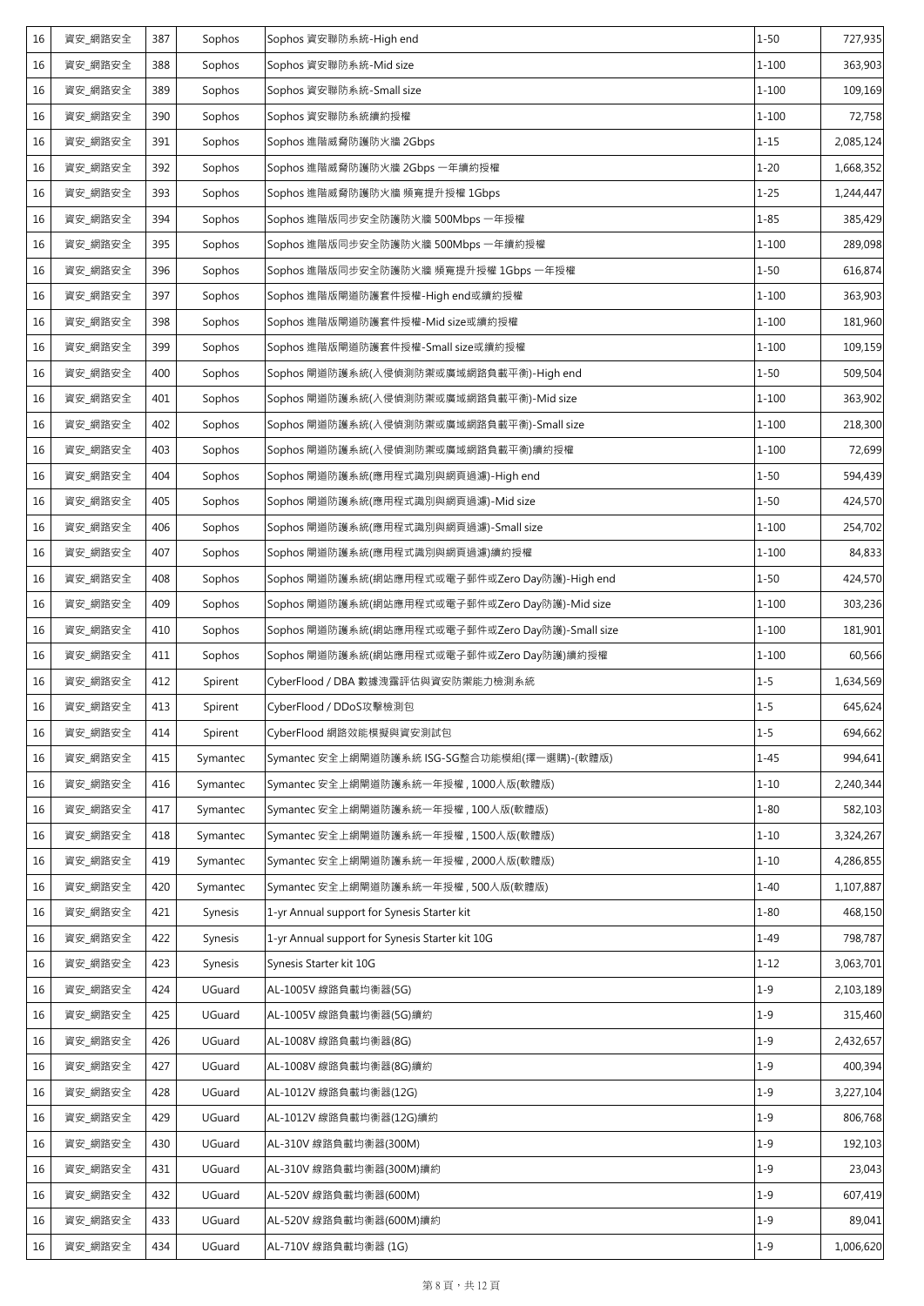| 16 | 資安_網路安全 | 387 | Sophos | Sophos 資安聯防系統-High end | 1-50 | 727,935 |
|---|---|---|---|---|---|---|
| 16 | 資安_網路安全 | 388 | Sophos | Sophos 資安聯防系統-Mid size | 1-100 | 363,903 |
| 16 | 資安_網路安全 | 389 | Sophos | Sophos 資安聯防系統-Small size | 1-100 | 109,169 |
| 16 | 資安_網路安全 | 390 | Sophos | Sophos 資安聯防系統續約授權 | 1-100 | 72,758 |
| 16 | 資安_網路安全 | 391 | Sophos | Sophos 進階威脅防護防火牆 2Gbps | 1-15 | 2,085,124 |
| 16 | 資安_網路安全 | 392 | Sophos | Sophos 進階威脅防護防火牆 2Gbps 一年續約授權 | 1-20 | 1,668,352 |
| 16 | 資安_網路安全 | 393 | Sophos | Sophos 進階威脅防護防火牆 頻寬提升授權 1Gbps | 1-25 | 1,244,447 |
| 16 | 資安_網路安全 | 394 | Sophos | Sophos 進階版同步安全防護防火牆 500Mbps 一年授權 | 1-85 | 385,429 |
| 16 | 資安_網路安全 | 395 | Sophos | Sophos 進階版同步安全防護防火牆 500Mbps 一年續約授權 | 1-100 | 289,098 |
| 16 | 資安_網路安全 | 396 | Sophos | Sophos 進階版同步安全防護防火牆 頻寬提升授權 1Gbps 一年授權 | 1-50 | 616,874 |
| 16 | 資安_網路安全 | 397 | Sophos | Sophos 進階版閘道防護套件授權-High end或續約授權 | 1-100 | 363,903 |
| 16 | 資安_網路安全 | 398 | Sophos | Sophos 進階版閘道防護套件授權-Mid size或續約授權 | 1-100 | 181,960 |
| 16 | 資安_網路安全 | 399 | Sophos | Sophos 進階版閘道防護套件授權-Small size或續約授權 | 1-100 | 109,159 |
| 16 | 資安_網路安全 | 400 | Sophos | Sophos 閘道防護系統(入侵偵測防禦或廣域網路負載平衡)-High end | 1-50 | 509,504 |
| 16 | 資安_網路安全 | 401 | Sophos | Sophos 閘道防護系統(入侵偵測防禦或廣域網路負載平衡)-Mid size | 1-100 | 363,902 |
| 16 | 資安_網路安全 | 402 | Sophos | Sophos 閘道防護系統(入侵偵測防禦或廣域網路負載平衡)-Small size | 1-100 | 218,300 |
| 16 | 資安_網路安全 | 403 | Sophos | Sophos 閘道防護系統(入侵偵測防禦或廣域網路負載平衡)續約授權 | 1-100 | 72,699 |
| 16 | 資安_網路安全 | 404 | Sophos | Sophos 閘道防護系統(應用程式識別與網頁過濾)-High end | 1-50 | 594,439 |
| 16 | 資安_網路安全 | 405 | Sophos | Sophos 閘道防護系統(應用程式識別與網頁過濾)-Mid size | 1-50 | 424,570 |
| 16 | 資安_網路安全 | 406 | Sophos | Sophos 閘道防護系統(應用程式識別與網頁過濾)-Small size | 1-100 | 254,702 |
| 16 | 資安_網路安全 | 407 | Sophos | Sophos 閘道防護系統(應用程式識別與網頁過濾)續約授權 | 1-100 | 84,833 |
| 16 | 資安_網路安全 | 408 | Sophos | Sophos 閘道防護系統(網站應用程式或電子郵件或Zero Day防護)-High end | 1-50 | 424,570 |
| 16 | 資安_網路安全 | 409 | Sophos | Sophos 閘道防護系統(網站應用程式或電子郵件或Zero Day防護)-Mid size | 1-100 | 303,236 |
| 16 | 資安_網路安全 | 410 | Sophos | Sophos 閘道防護系統(網站應用程式或電子郵件或Zero Day防護)-Small size | 1-100 | 181,901 |
| 16 | 資安_網路安全 | 411 | Sophos | Sophos 閘道防護系統(網站應用程式或電子郵件或Zero Day防護)續約授權 | 1-100 | 60,566 |
| 16 | 資安_網路安全 | 412 | Spirent | CyberFlood / DBA 數據洩露評估與資安防禦能力檢測系統 | 1-5 | 1,634,569 |
| 16 | 資安_網路安全 | 413 | Spirent | CyberFlood / DDoS攻擊檢測包 | 1-5 | 645,624 |
| 16 | 資安_網路安全 | 414 | Spirent | CyberFlood 網路效能模擬與資安測試包 | 1-5 | 694,662 |
| 16 | 資安_網路安全 | 415 | Symantec | Symantec 安全上網閘道防護系統 ISG-SG整合功能模組(擇一選購)-(軟體版) | 1-45 | 994,641 |
| 16 | 資安_網路安全 | 416 | Symantec | Symantec 安全上網閘道防護系統一年授權 , 1000人版(軟體版) | 1-10 | 2,240,344 |
| 16 | 資安_網路安全 | 417 | Symantec | Symantec 安全上網閘道防護系統一年授權 , 100人版(軟體版) | 1-80 | 582,103 |
| 16 | 資安_網路安全 | 418 | Symantec | Symantec 安全上網閘道防護系統一年授權 , 1500人版(軟體版) | 1-10 | 3,324,267 |
| 16 | 資安_網路安全 | 419 | Symantec | Symantec 安全上網閘道防護系統一年授權 , 2000人版(軟體版) | 1-10 | 4,286,855 |
| 16 | 資安_網路安全 | 420 | Symantec | Symantec 安全上網閘道防護系統一年授權 , 500人版(軟體版) | 1-40 | 1,107,887 |
| 16 | 資安_網路安全 | 421 | Synesis | 1-yr Annual support for Synesis Starter kit | 1-80 | 468,150 |
| 16 | 資安_網路安全 | 422 | Synesis | 1-yr Annual support for Synesis Starter kit 10G | 1-49 | 798,787 |
| 16 | 資安_網路安全 | 423 | Synesis | Synesis Starter kit 10G | 1-12 | 3,063,701 |
| 16 | 資安_網路安全 | 424 | UGuard | AL-1005V 線路負載均衡器(5G) | 1-9 | 2,103,189 |
| 16 | 資安_網路安全 | 425 | UGuard | AL-1005V 線路負載均衡器(5G)續約 | 1-9 | 315,460 |
| 16 | 資安_網路安全 | 426 | UGuard | AL-1008V 線路負載均衡器(8G) | 1-9 | 2,432,657 |
| 16 | 資安_網路安全 | 427 | UGuard | AL-1008V 線路負載均衡器(8G)續約 | 1-9 | 400,394 |
| 16 | 資安_網路安全 | 428 | UGuard | AL-1012V 線路負載均衡器(12G) | 1-9 | 3,227,104 |
| 16 | 資安_網路安全 | 429 | UGuard | AL-1012V 線路負載均衡器(12G)續約 | 1-9 | 806,768 |
| 16 | 資安_網路安全 | 430 | UGuard | AL-310V 線路負載均衡器(300M) | 1-9 | 192,103 |
| 16 | 資安_網路安全 | 431 | UGuard | AL-310V 線路負載均衡器(300M)續約 | 1-9 | 23,043 |
| 16 | 資安_網路安全 | 432 | UGuard | AL-520V 線路負載均衡器(600M) | 1-9 | 607,419 |
| 16 | 資安_網路安全 | 433 | UGuard | AL-520V 線路負載均衡器(600M)續約 | 1-9 | 89,041 |
| 16 | 資安_網路安全 | 434 | UGuard | AL-710V 線路負載均衡器 (1G) | 1-9 | 1,006,620 |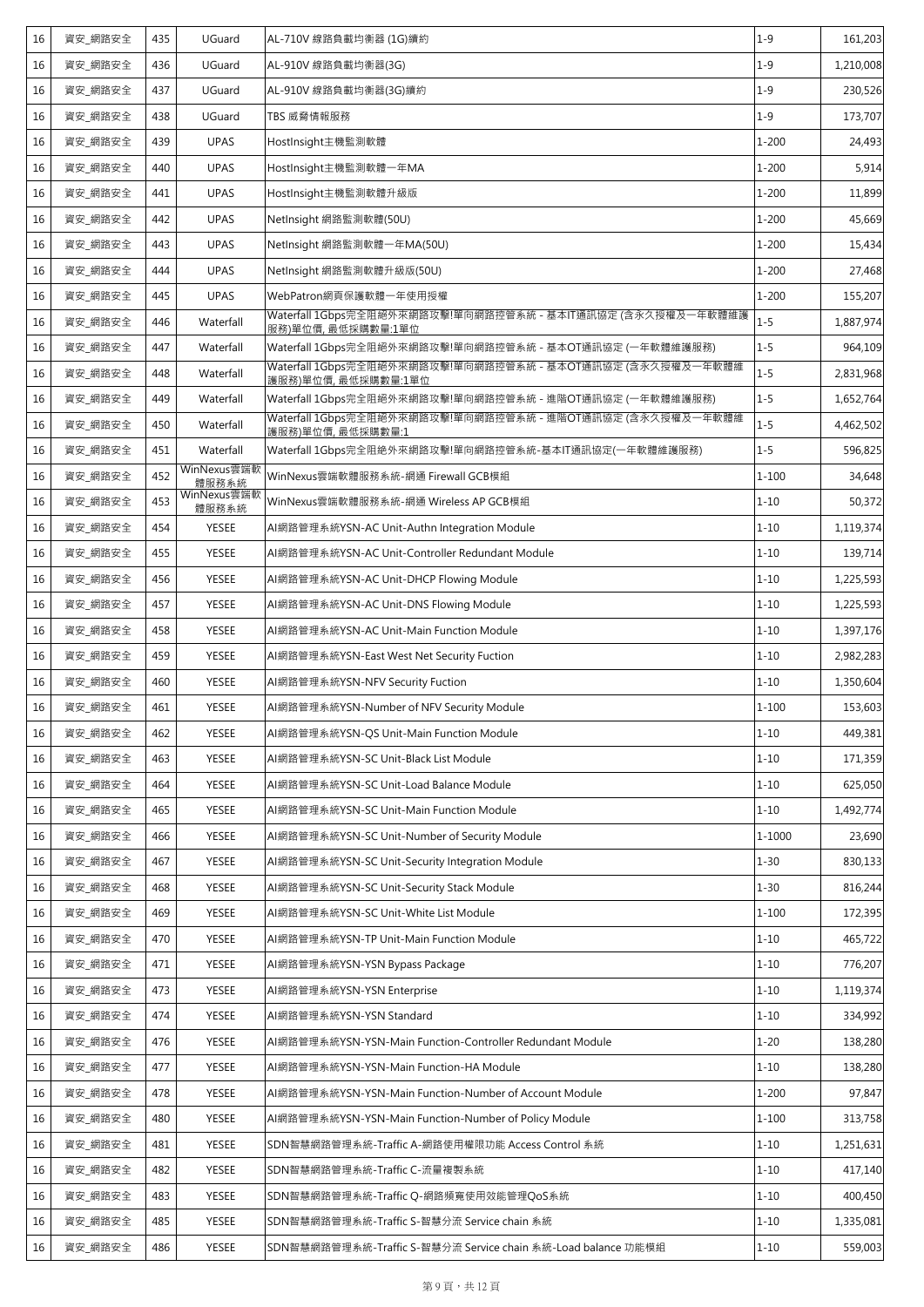| 16 | 資安_網路安全 | 435 | UGuard | AL-710V 線路負載均衡器 (1G)續約 | 1-9 | 161,203 |
|---|---|---|---|---|---|---|
| 16 | 資安_網路安全 | 436 | UGuard | AL-910V 線路負載均衡器(3G) | 1-9 | 1,210,008 |
| 16 | 資安_網路安全 | 437 | UGuard | AL-910V 線路負載均衡器(3G)續約 | 1-9 | 230,526 |
| 16 | 資安_網路安全 | 438 | UGuard | TBS 威脅情報服務 | 1-9 | 173,707 |
| 16 | 資安_網路安全 | 439 | UPAS | HostInsight主機監測軟體 | 1-200 | 24,493 |
| 16 | 資安_網路安全 | 440 | UPAS | HostInsight主機監測軟體一年MA | 1-200 | 5,914 |
| 16 | 資安_網路安全 | 441 | UPAS | HostInsight主機監測軟體升級版 | 1-200 | 11,899 |
| 16 | 資安_網路安全 | 442 | UPAS | NetInsight 網路監測軟體(50U) | 1-200 | 45,669 |
| 16 | 資安_網路安全 | 443 | UPAS | NetInsight 網路監測軟體一年MA(50U) | 1-200 | 15,434 |
| 16 | 資安_網路安全 | 444 | UPAS | NetInsight 網路監測軟體升級版(50U) | 1-200 | 27,468 |
| 16 | 資安_網路安全 | 445 | UPAS | WebPatron網頁保護軟體一年使用授權 | 1-200 | 155,207 |
| 16 | 資安_網路安全 | 446 | Waterfall | Waterfall 1Gbps完全阻絕外來網路攻擊!單向網路控管系統 - 基本IT通訊協定 (含永久授權及一年軟體維護服務)單位價, 最低採購數量:1單位 | 1-5 | 1,887,974 |
| 16 | 資安_網路安全 | 447 | Waterfall | Waterfall 1Gbps完全阻絕外來網路攻擊!單向網路控管系統 - 基本OT通訊協定 (一年軟體維護服務) | 1-5 | 964,109 |
| 16 | 資安_網路安全 | 448 | Waterfall | Waterfall 1Gbps完全阻絕外來網路攻擊!單向網路控管系統 - 基本OT通訊協定 (含永久授權及一年軟體維護服務)單位價, 最低採購數量:1單位 | 1-5 | 2,831,968 |
| 16 | 資安_網路安全 | 449 | Waterfall | Waterfall 1Gbps完全阻絕外來網路攻擊!單向網路控管系統 - 進階OT通訊協定 (一年軟體維護服務) | 1-5 | 1,652,764 |
| 16 | 資安_網路安全 | 450 | Waterfall | Waterfall 1Gbps完全阻絕外來網路攻擊!單向網路控管系統 - 進階OT通訊協定 (含永久授權及一年軟體維護服務)單位價, 最低採購數量:1 | 1-5 | 4,462,502 |
| 16 | 資安_網路安全 | 451 | Waterfall | Waterfall 1Gbps完全阻絕外來網路攻擊!單向網路控管系統-基本IT通訊協定(一年軟體維護服務) | 1-5 | 596,825 |
| 16 | 資安_網路安全 | 452 | WinNexus雲端軟體服務系統 | WinNexus雲端軟體服務系統-網通 Firewall GCB模組 | 1-100 | 34,648 |
| 16 | 資安_網路安全 | 453 | WinNexus雲端軟體服務系統 | WinNexus雲端軟體服務系統-網通 Wireless AP GCB模組 | 1-10 | 50,372 |
| 16 | 資安_網路安全 | 454 | YESEE | AI網路管理系統YSN-AC Unit-Authn Integration Module | 1-10 | 1,119,374 |
| 16 | 資安_網路安全 | 455 | YESEE | AI網路管理系統YSN-AC Unit-Controller Redundant Module | 1-10 | 139,714 |
| 16 | 資安_網路安全 | 456 | YESEE | AI網路管理系統YSN-AC Unit-DHCP Flowing Module | 1-10 | 1,225,593 |
| 16 | 資安_網路安全 | 457 | YESEE | AI網路管理系統YSN-AC Unit-DNS Flowing Module | 1-10 | 1,225,593 |
| 16 | 資安_網路安全 | 458 | YESEE | AI網路管理系統YSN-AC Unit-Main Function Module | 1-10 | 1,397,176 |
| 16 | 資安_網路安全 | 459 | YESEE | AI網路管理系統YSN-East West Net Security Fuction | 1-10 | 2,982,283 |
| 16 | 資安_網路安全 | 460 | YESEE | AI網路管理系統YSN-NFV Security Fuction | 1-10 | 1,350,604 |
| 16 | 資安_網路安全 | 461 | YESEE | AI網路管理系統YSN-Number of NFV Security Module | 1-100 | 153,603 |
| 16 | 資安_網路安全 | 462 | YESEE | AI網路管理系統YSN-QS Unit-Main Function Module | 1-10 | 449,381 |
| 16 | 資安_網路安全 | 463 | YESEE | AI網路管理系統YSN-SC Unit-Black List Module | 1-10 | 171,359 |
| 16 | 資安_網路安全 | 464 | YESEE | AI網路管理系統YSN-SC Unit-Load Balance Module | 1-10 | 625,050 |
| 16 | 資安_網路安全 | 465 | YESEE | AI網路管理系統YSN-SC Unit-Main Function Module | 1-10 | 1,492,774 |
| 16 | 資安_網路安全 | 466 | YESEE | AI網路管理系統YSN-SC Unit-Number of Security Module | 1-1000 | 23,690 |
| 16 | 資安_網路安全 | 467 | YESEE | AI網路管理系統YSN-SC Unit-Security Integration Module | 1-30 | 830,133 |
| 16 | 資安_網路安全 | 468 | YESEE | AI網路管理系統YSN-SC Unit-Security Stack Module | 1-30 | 816,244 |
| 16 | 資安_網路安全 | 469 | YESEE | AI網路管理系統YSN-SC Unit-White List Module | 1-100 | 172,395 |
| 16 | 資安_網路安全 | 470 | YESEE | AI網路管理系統YSN-TP Unit-Main Function Module | 1-10 | 465,722 |
| 16 | 資安_網路安全 | 471 | YESEE | AI網路管理系統YSN-YSN Bypass Package | 1-10 | 776,207 |
| 16 | 資安_網路安全 | 473 | YESEE | AI網路管理系統YSN-YSN Enterprise | 1-10 | 1,119,374 |
| 16 | 資安_網路安全 | 474 | YESEE | AI網路管理系統YSN-YSN Standard | 1-10 | 334,992 |
| 16 | 資安_網路安全 | 476 | YESEE | AI網路管理系統YSN-YSN-Main Function-Controller Redundant Module | 1-20 | 138,280 |
| 16 | 資安_網路安全 | 477 | YESEE | AI網路管理系統YSN-YSN-Main Function-HA Module | 1-10 | 138,280 |
| 16 | 資安_網路安全 | 478 | YESEE | AI網路管理系統YSN-YSN-Main Function-Number of Account Module | 1-200 | 97,847 |
| 16 | 資安_網路安全 | 480 | YESEE | AI網路管理系統YSN-YSN-Main Function-Number of Policy Module | 1-100 | 313,758 |
| 16 | 資安_網路安全 | 481 | YESEE | SDN智慧網路管理系統-Traffic A-網路使用權限功能 Access Control 系統 | 1-10 | 1,251,631 |
| 16 | 資安_網路安全 | 482 | YESEE | SDN智慧網路管理系統-Traffic C-流量複製系統 | 1-10 | 417,140 |
| 16 | 資安_網路安全 | 483 | YESEE | SDN智慧網路管理系統-Traffic Q-網路頻寬使用效能管理QoS系統 | 1-10 | 400,450 |
| 16 | 資安_網路安全 | 485 | YESEE | SDN智慧網路管理系統-Traffic S-智慧分流 Service chain 系統 | 1-10 | 1,335,081 |
| 16 | 資安_網路安全 | 486 | YESEE | SDN智慧網路管理系統-Traffic S-智慧分流 Service chain 系統-Load balance 功能模組 | 1-10 | 559,003 |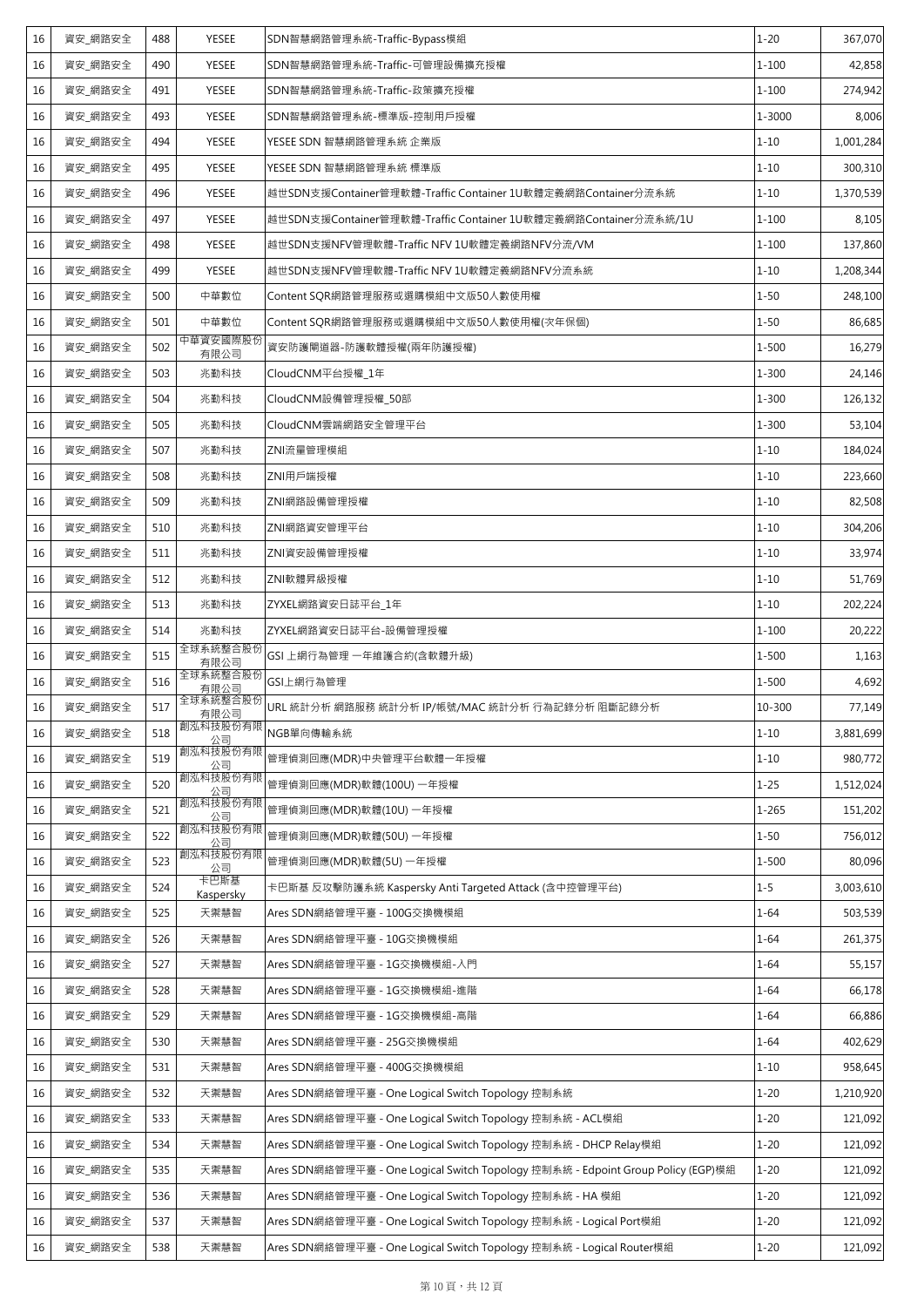| 16 | 資安_網路安全 | 488 | YESEE | SDN智慧網路管理系統-Traffic-Bypass模組 | 1-20 | 367,070 |
|---|---|---|---|---|---|---|
| 16 | 資安_網路安全 | 490 | YESEE | SDN智慧網路管理系統-Traffic-可管理設備擴充授權 | 1-100 | 42,858 |
| 16 | 資安_網路安全 | 491 | YESEE | SDN智慧網路管理系統-Traffic-政策擴充授權 | 1-100 | 274,942 |
| 16 | 資安_網路安全 | 493 | YESEE | SDN智慧網路管理系統-標準版-控制用戶授權 | 1-3000 | 8,006 |
| 16 | 資安_網路安全 | 494 | YESEE | YESEE SDN 智慧網路管理系統 企業版 | 1-10 | 1,001,284 |
| 16 | 資安_網路安全 | 495 | YESEE | YESEE SDN 智慧網路管理系統 標準版 | 1-10 | 300,310 |
| 16 | 資安_網路安全 | 496 | YESEE | 越世SDN支援Container管理軟體-Traffic Container 1U軟體定義網路Container分流系統 | 1-10 | 1,370,539 |
| 16 | 資安_網路安全 | 497 | YESEE | 越世SDN支援Container管理軟體-Traffic Container 1U軟體定義網路Container分流系統/1U | 1-100 | 8,105 |
| 16 | 資安_網路安全 | 498 | YESEE | 越世SDN支援NFV管理軟體-Traffic NFV 1U軟體定義網路NFV分流/VM | 1-100 | 137,860 |
| 16 | 資安_網路安全 | 499 | YESEE | 越世SDN支援NFV管理軟體-Traffic NFV 1U軟體定義網路NFV分流系統 | 1-10 | 1,208,344 |
| 16 | 資安_網路安全 | 500 | 中華數位 | Content SQR網路管理服務或選購模組中文版50人數使用權 | 1-50 | 248,100 |
| 16 | 資安_網路安全 | 501 | 中華數位 | Content SQR網路管理服務或選購模組中文版50人數使用權(次年保固) | 1-50 | 86,685 |
| 16 | 資安_網路安全 | 502 | 中華資安國際股份有限公司 | 資安防護閘道器-防護軟體授權(兩年防護授權) | 1-500 | 16,279 |
| 16 | 資安_網路安全 | 503 | 兆勤科技 | CloudCNM平台授權_1年 | 1-300 | 24,146 |
| 16 | 資安_網路安全 | 504 | 兆勤科技 | CloudCNM設備管理授權_50部 | 1-300 | 126,132 |
| 16 | 資安_網路安全 | 505 | 兆勤科技 | CloudCNM雲端網路安全管理平台 | 1-300 | 53,104 |
| 16 | 資安_網路安全 | 507 | 兆勤科技 | ZNI流量管理模組 | 1-10 | 184,024 |
| 16 | 資安_網路安全 | 508 | 兆勤科技 | ZNI用戶端授權 | 1-10 | 223,660 |
| 16 | 資安_網路安全 | 509 | 兆勤科技 | ZNI網路設備管理授權 | 1-10 | 82,508 |
| 16 | 資安_網路安全 | 510 | 兆勤科技 | ZNI網路資安管理平台 | 1-10 | 304,206 |
| 16 | 資安_網路安全 | 511 | 兆勤科技 | ZNI資安設備管理授權 | 1-10 | 33,974 |
| 16 | 資安_網路安全 | 512 | 兆勤科技 | ZNI軟體昇級授權 | 1-10 | 51,769 |
| 16 | 資安_網路安全 | 513 | 兆勤科技 | ZYXEL網路資安日誌平台_1年 | 1-10 | 202,224 |
| 16 | 資安_網路安全 | 514 | 兆勤科技 | ZYXEL網路資安日誌平台-設備管理授權 | 1-100 | 20,222 |
| 16 | 資安_網路安全 | 515 | 全球系統整合股份有限公司 | GSI 上網行為管理 一年維護合約(含軟體升級) | 1-500 | 1,163 |
| 16 | 資安_網路安全 | 516 | 全球系統整合股份有限公司 | GSI上網行為管理 | 1-500 | 4,692 |
| 16 | 資安_網路安全 | 517 | 全球系統整合股份有限公司 | URL 統計分析 網路服務 統計分析 IP/帳號/MAC 統計分析 行為記錄分析 阻斷記錄分析 | 10-300 | 77,149 |
| 16 | 資安_網路安全 | 518 | 創泓科技股份有限公司 | NGB單向傳輸系統 | 1-10 | 3,881,699 |
| 16 | 資安_網路安全 | 519 | 創泓科技股份有限公司 | 管理偵測回應(MDR)中央管理平台軟體一年授權 | 1-10 | 980,772 |
| 16 | 資安_網路安全 | 520 | 創泓科技股份有限公司 | 管理偵測回應(MDR)軟體(100U) 一年授權 | 1-25 | 1,512,024 |
| 16 | 資安_網路安全 | 521 | 創泓科技股份有限公司 | 管理偵測回應(MDR)軟體(10U) 一年授權 | 1-265 | 151,202 |
| 16 | 資安_網路安全 | 522 | 創泓科技股份有限公司 | 管理偵測回應(MDR)軟體(50U) 一年授權 | 1-50 | 756,012 |
| 16 | 資安_網路安全 | 523 | 創泓科技股份有限公司 | 管理偵測回應(MDR)軟體(5U) 一年授權 | 1-500 | 80,096 |
| 16 | 資安_網路安全 | 524 | 卡巴斯基 Kaspersky | 卡巴斯基 反攻擊防護系統 Kaspersky Anti Targeted Attack (含中控管理平台) | 1-5 | 3,003,610 |
| 16 | 資安_網路安全 | 525 | 天潶慧智 | Ares SDN網絡管理平臺 - 100G交換機模組 | 1-64 | 503,539 |
| 16 | 資安_網路安全 | 526 | 天潶慧智 | Ares SDN網絡管理平臺 - 10G交換機模組 | 1-64 | 261,375 |
| 16 | 資安_網路安全 | 527 | 天潶慧智 | Ares SDN網絡管理平臺 - 1G交換機模組-入門 | 1-64 | 55,157 |
| 16 | 資安_網路安全 | 528 | 天潶慧智 | Ares SDN網絡管理平臺 - 1G交換機模組-進階 | 1-64 | 66,178 |
| 16 | 資安_網路安全 | 529 | 天潶慧智 | Ares SDN網絡管理平臺 - 1G交換機模組-高階 | 1-64 | 66,886 |
| 16 | 資安_網路安全 | 530 | 天潶慧智 | Ares SDN網絡管理平臺 - 25G交換機模組 | 1-64 | 402,629 |
| 16 | 資安_網路安全 | 531 | 天潶慧智 | Ares SDN網絡管理平臺 - 400G交換機模組 | 1-10 | 958,645 |
| 16 | 資安_網路安全 | 532 | 天潶慧智 | Ares SDN網絡管理平臺 - One Logical Switch Topology 控制系統 | 1-20 | 1,210,920 |
| 16 | 資安_網路安全 | 533 | 天潶慧智 | Ares SDN網絡管理平臺 - One Logical Switch Topology 控制系統 - ACL模組 | 1-20 | 121,092 |
| 16 | 資安_網路安全 | 534 | 天潶慧智 | Ares SDN網絡管理平臺 - One Logical Switch Topology 控制系統 - DHCP Relay模組 | 1-20 | 121,092 |
| 16 | 資安_網路安全 | 535 | 天潶慧智 | Ares SDN網絡管理平臺 - One Logical Switch Topology 控制系統 - Edpoint Group Policy (EGP)模組 | 1-20 | 121,092 |
| 16 | 資安_網路安全 | 536 | 天潶慧智 | Ares SDN網絡管理平臺 - One Logical Switch Topology 控制系統 - HA 模組 | 1-20 | 121,092 |
| 16 | 資安_網路安全 | 537 | 天潶慧智 | Ares SDN網絡管理平臺 - One Logical Switch Topology 控制系統 - Logical Port模組 | 1-20 | 121,092 |
| 16 | 資安_網路安全 | 538 | 天潶慧智 | Ares SDN網絡管理平臺 - One Logical Switch Topology 控制系統 - Logical Router模組 | 1-20 | 121,092 |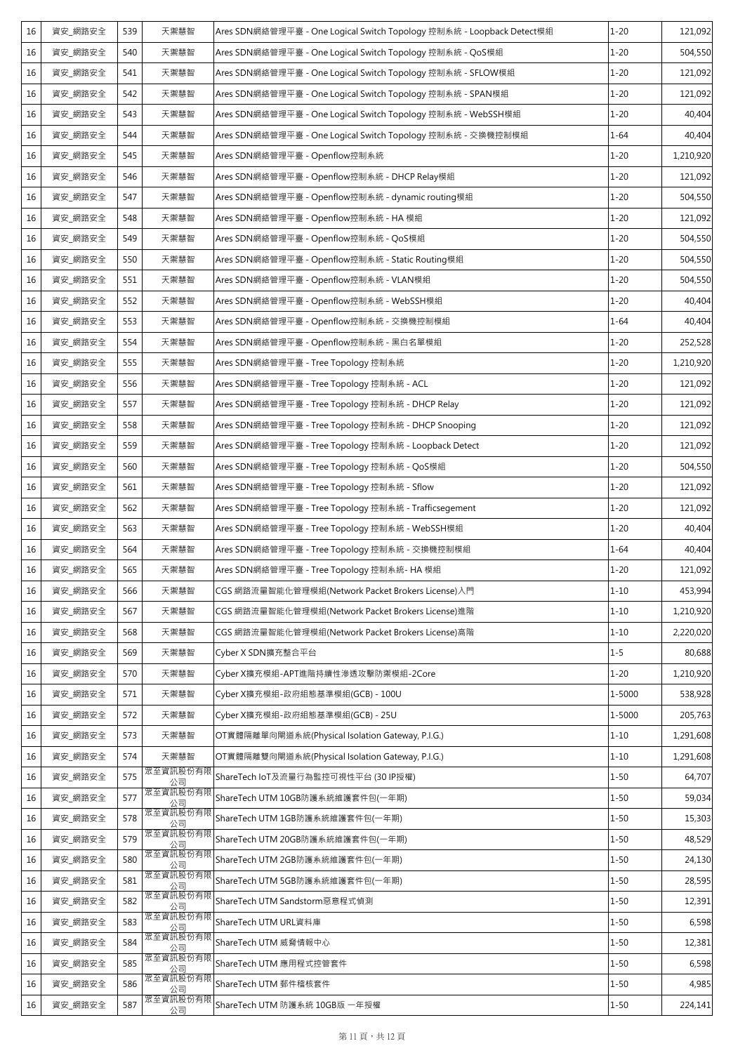| 16 | 資安_網路安全 | 539 | 天禦慧智 | Ares SDN網絡管理平臺 - One Logical Switch Topology 控制系統 - Loopback Detect模組 | 1-20 | 121,092 |
|---|---|---|---|---|---|---|
| 16 | 資安_網路安全 | 540 | 天禦慧智 | Ares SDN網絡管理平臺 - One Logical Switch Topology 控制系統 - QoS模組 | 1-20 | 504,550 |
| 16 | 資安_網路安全 | 541 | 天禦慧智 | Ares SDN網絡管理平臺 - One Logical Switch Topology 控制系統 - SFLOW模組 | 1-20 | 121,092 |
| 16 | 資安_網路安全 | 542 | 天禦慧智 | Ares SDN網絡管理平臺 - One Logical Switch Topology 控制系統 - SPAN模組 | 1-20 | 121,092 |
| 16 | 資安_網路安全 | 543 | 天禦慧智 | Ares SDN網絡管理平臺 - One Logical Switch Topology 控制系統 - WebSSH模組 | 1-20 | 40,404 |
| 16 | 資安_網路安全 | 544 | 天禦慧智 | Ares SDN網絡管理平臺 - One Logical Switch Topology 控制系統 - 交換機控制模組 | 1-64 | 40,404 |
| 16 | 資安_網路安全 | 545 | 天禦慧智 | Ares SDN網絡管理平臺 - Openflow控制系統 | 1-20 | 1,210,920 |
| 16 | 資安_網路安全 | 546 | 天禦慧智 | Ares SDN網絡管理平臺 - Openflow控制系統 - DHCP Relay模組 | 1-20 | 121,092 |
| 16 | 資安_網路安全 | 547 | 天禦慧智 | Ares SDN網絡管理平臺 - Openflow控制系統 - dynamic routing模組 | 1-20 | 504,550 |
| 16 | 資安_網路安全 | 548 | 天禦慧智 | Ares SDN網絡管理平臺 - Openflow控制系統 - HA 模組 | 1-20 | 121,092 |
| 16 | 資安_網路安全 | 549 | 天禦慧智 | Ares SDN網絡管理平臺 - Openflow控制系統 - QoS模組 | 1-20 | 504,550 |
| 16 | 資安_網路安全 | 550 | 天禦慧智 | Ares SDN網絡管理平臺 - Openflow控制系統 - Static Routing模組 | 1-20 | 504,550 |
| 16 | 資安_網路安全 | 551 | 天禦慧智 | Ares SDN網絡管理平臺 - Openflow控制系統 - VLAN模組 | 1-20 | 504,550 |
| 16 | 資安_網路安全 | 552 | 天禦慧智 | Ares SDN網絡管理平臺 - Openflow控制系統 - WebSSH模組 | 1-20 | 40,404 |
| 16 | 資安_網路安全 | 553 | 天禦慧智 | Ares SDN網絡管理平臺 - Openflow控制系統 - 交換機控制模組 | 1-64 | 40,404 |
| 16 | 資安_網路安全 | 554 | 天禦慧智 | Ares SDN網絡管理平臺 - Openflow控制系統 - 黑白名單模組 | 1-20 | 252,528 |
| 16 | 資安_網路安全 | 555 | 天禦慧智 | Ares SDN網絡管理平臺 - Tree Topology 控制系統 | 1-20 | 1,210,920 |
| 16 | 資安_網路安全 | 556 | 天禦慧智 | Ares SDN網絡管理平臺 - Tree Topology 控制系統 - ACL | 1-20 | 121,092 |
| 16 | 資安_網路安全 | 557 | 天禦慧智 | Ares SDN網絡管理平臺 - Tree Topology 控制系統 - DHCP Relay | 1-20 | 121,092 |
| 16 | 資安_網路安全 | 558 | 天禦慧智 | Ares SDN網絡管理平臺 - Tree Topology 控制系統 - DHCP Snooping | 1-20 | 121,092 |
| 16 | 資安_網路安全 | 559 | 天禦慧智 | Ares SDN網絡管理平臺 - Tree Topology 控制系統 - Loopback Detect | 1-20 | 121,092 |
| 16 | 資安_網路安全 | 560 | 天禦慧智 | Ares SDN網絡管理平臺 - Tree Topology 控制系統 - QoS模組 | 1-20 | 504,550 |
| 16 | 資安_網路安全 | 561 | 天禦慧智 | Ares SDN網絡管理平臺 - Tree Topology 控制系統 - Sflow | 1-20 | 121,092 |
| 16 | 資安_網路安全 | 562 | 天禦慧智 | Ares SDN網絡管理平臺 - Tree Topology 控制系統 - Trafficsegement | 1-20 | 121,092 |
| 16 | 資安_網路安全 | 563 | 天禦慧智 | Ares SDN網絡管理平臺 - Tree Topology 控制系統 - WebSSH模組 | 1-20 | 40,404 |
| 16 | 資安_網路安全 | 564 | 天禦慧智 | Ares SDN網絡管理平臺 - Tree Topology 控制系統 - 交換機控制模組 | 1-64 | 40,404 |
| 16 | 資安_網路安全 | 565 | 天禦慧智 | Ares SDN網絡管理平臺 - Tree Topology 控制系統- HA 模組 | 1-20 | 121,092 |
| 16 | 資安_網路安全 | 566 | 天禦慧智 | CGS 網路流量智能化管理模組(Network Packet Brokers License)入門 | 1-10 | 453,994 |
| 16 | 資安_網路安全 | 567 | 天禦慧智 | CGS 網路流量智能化管理模組(Network Packet Brokers License)進階 | 1-10 | 1,210,920 |
| 16 | 資安_網路安全 | 568 | 天禦慧智 | CGS 網路流量智能化管理模組(Network Packet Brokers License)高階 | 1-10 | 2,220,020 |
| 16 | 資安_網路安全 | 569 | 天禦慧智 | Cyber X SDN擴充整合平台 | 1-5 | 80,688 |
| 16 | 資安_網路安全 | 570 | 天禦慧智 | Cyber X擴充模組-APT進階持續性滲透攻擊防禦模組-2Core | 1-20 | 1,210,920 |
| 16 | 資安_網路安全 | 571 | 天禦慧智 | Cyber X擴充模組-政府組態基準模組(GCB) - 100U | 1-5000 | 538,928 |
| 16 | 資安_網路安全 | 572 | 天禦慧智 | Cyber X擴充模組-政府組態基準模組(GCB) - 25U | 1-5000 | 205,763 |
| 16 | 資安_網路安全 | 573 | 天禦慧智 | OT實體隔離單向閘道系統(Physical Isolation Gateway, P.I.G.) | 1-10 | 1,291,608 |
| 16 | 資安_網路安全 | 574 | 天禦慧智 | OT實體隔離雙向閘道系統(Physical Isolation Gateway, P.I.G.) | 1-10 | 1,291,608 |
| 16 | 資安_網路安全 | 575 | 眾至資訊股份有限公司 | ShareTech IoT及流量行為監控可視性平台 (30 IP授權) | 1-50 | 64,707 |
| 16 | 資安_網路安全 | 577 | 眾至資訊股份有限公司 | ShareTech UTM 10GB防護系統維護套件包(一年期) | 1-50 | 59,034 |
| 16 | 資安_網路安全 | 578 | 眾至資訊股份有限公司 | ShareTech UTM 1GB防護系統維護套件包(一年期) | 1-50 | 15,303 |
| 16 | 資安_網路安全 | 579 | 眾至資訊股份有限公司 | ShareTech UTM 20GB防護系統維護套件包(一年期) | 1-50 | 48,529 |
| 16 | 資安_網路安全 | 580 | 眾至資訊股份有限公司 | ShareTech UTM 2GB防護系統維護套件包(一年期) | 1-50 | 24,130 |
| 16 | 資安_網路安全 | 581 | 眾至資訊股份有限公司 | ShareTech UTM 5GB防護系統維護套件包(一年期) | 1-50 | 28,595 |
| 16 | 資安_網路安全 | 582 | 眾至資訊股份有限公司 | ShareTech UTM Sandstorm惡意程式偵測 | 1-50 | 12,391 |
| 16 | 資安_網路安全 | 583 | 眾至資訊股份有限公司 | ShareTech UTM URL資料庫 | 1-50 | 6,598 |
| 16 | 資安_網路安全 | 584 | 眾至資訊股份有限公司 | ShareTech UTM 威脅情報中心 | 1-50 | 12,381 |
| 16 | 資安_網路安全 | 585 | 眾至資訊股份有限公司 | ShareTech UTM 應用程式控管套件 | 1-50 | 6,598 |
| 16 | 資安_網路安全 | 586 | 眾至資訊股份有限公司 | ShareTech UTM 郵件稽核套件 | 1-50 | 4,985 |
| 16 | 資安_網路安全 | 587 | 眾至資訊股份有限公司 | ShareTech UTM 防護系統 10GB版 一年授權 | 1-50 | 224,141 |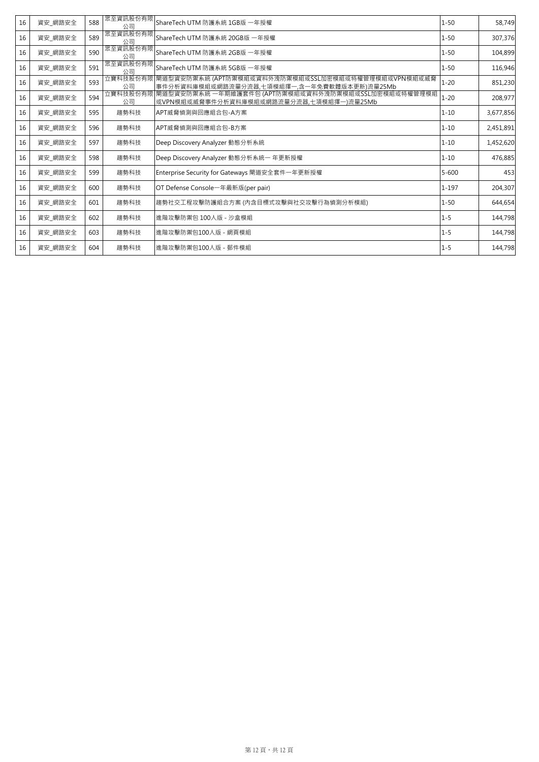| | | | | | | |
|---|---|---|---|---|---|---|
| 16 | 資安_網路安全 | 588 | 眾至資訊股份有限公司 | ShareTech UTM 防護系統 1GB版 一年授權 | 1-50 | 58,749 |
| 16 | 資安_網路安全 | 589 | 眾至資訊股份有限公司 | ShareTech UTM 防護系統 20GB版 一年授權 | 1-50 | 307,376 |
| 16 | 資安_網路安全 | 590 | 眾至資訊股份有限公司 | ShareTech UTM 防護系統 2GB版 一年授權 | 1-50 | 104,899 |
| 16 | 資安_網路安全 | 591 | 眾至資訊股份有限公司 | ShareTech UTM 防護系統 5GB版 一年授權 | 1-50 | 116,946 |
| 16 | 資安_網路安全 | 593 | 立寶科技股份有限公司 | 閘道型資安防禦系統 (APT防禦模組或資料外洩防禦模組或SSL加密模組或特權管理模組或VPN模組或威脅事件分析資料庫模組或網路流量分流器,七項模組擇一,含一年免費軟體版本更新)流量25Mb | 1-20 | 851,230 |
| 16 | 資安_網路安全 | 594 | 立寶科技股份有限公司 | 閘道型資安防禦系統 一年期維護套件包 (APT防禦模組或資料外洩防禦模組或SSL加密模組或特權管理模組或VPN模組或威脅事件分析資料庫模組或網路流量分流器,七項模組擇一)流量25Mb | 1-20 | 208,977 |
| 16 | 資安_網路安全 | 595 | 趨勢科技 | APT威脅偵測與回應組合包-A方案 | 1-10 | 3,677,856 |
| 16 | 資安_網路安全 | 596 | 趨勢科技 | APT威脅偵測與回應組合包-B方案 | 1-10 | 2,451,891 |
| 16 | 資安_網路安全 | 597 | 趨勢科技 | Deep Discovery Analyzer 動態分析系統 | 1-10 | 1,452,620 |
| 16 | 資安_網路安全 | 598 | 趨勢科技 | Deep Discovery Analyzer 動態分析系統一 年更新授權 | 1-10 | 476,885 |
| 16 | 資安_網路安全 | 599 | 趨勢科技 | Enterprise Security for Gateways 閘道安全套件一年更新授權 | 5-600 | 453 |
| 16 | 資安_網路安全 | 600 | 趨勢科技 | OT Defense Console一年最新版(per pair) | 1-197 | 204,307 |
| 16 | 資安_網路安全 | 601 | 趨勢科技 | 趨勢社交工程攻擊防護組合方案 (內含目標式攻擊與社交攻擊行為偵測分析模組) | 1-50 | 644,654 |
| 16 | 資安_網路安全 | 602 | 趨勢科技 | 進階攻擊防禦包 100人版 - 沙盒模組 | 1-5 | 144,798 |
| 16 | 資安_網路安全 | 603 | 趨勢科技 | 進階攻擊防禦包100人版 - 網頁模組 | 1-5 | 144,798 |
| 16 | 資安_網路安全 | 604 | 趨勢科技 | 進階攻擊防禦包100人版 - 郵件模組 | 1-5 | 144,798 |